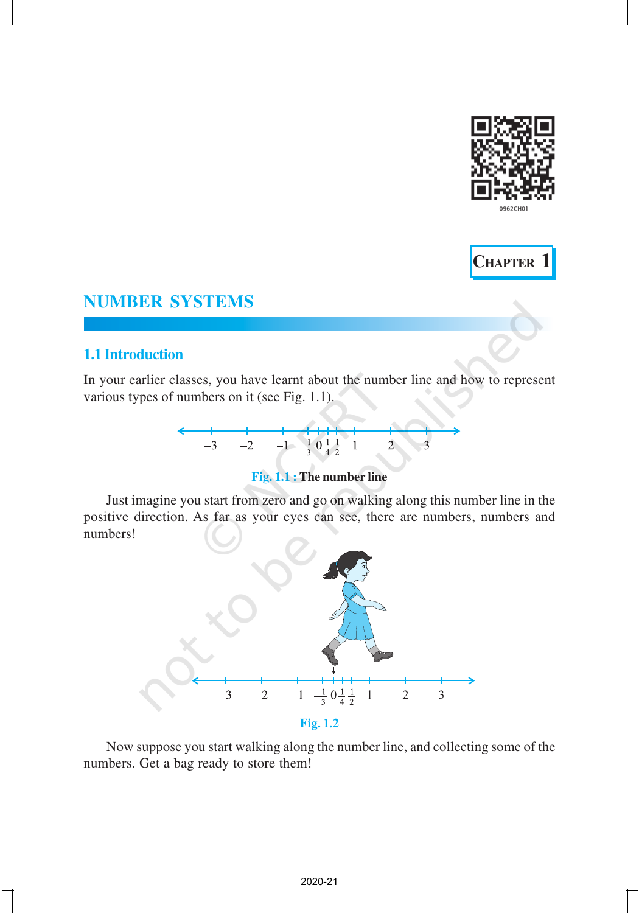Chapter 1

# NUMBER SYSTEMS

## 1.1 Introduction

In your earlier classes, you have learnt about the number line and how to represent various types of numbers on it (see Fig. 1.1).

Fig. 1.1 : The number line

Just imagine you start from zero and go on walking along this number line in the positive direction. As far as your eyes can see, there are numbers, numbers and numbers!

Fig. 1.2

Now suppose you start walking along the number line, and collecting some of the numbers. Get a bag ready to store them!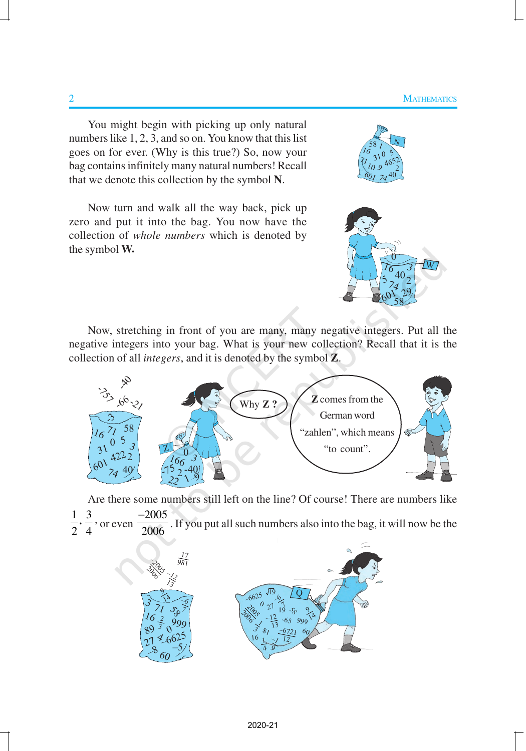You might begin with picking up only natural numbers like 1, 2, 3, and so on. You know that this list goes on for ever. (Why is this true?) So, now your bag contains infinitely many natural numbers! Recall that we denote this collection by the symbol **N**.

Now turn and walk all the way back, pick up zero and put it into the bag. You now have the collection of *whole numbers* which is denoted by the symbol **W.**

Now, stretching in front of you are many, many negative integers. Put all the negative integers into your bag. What is your new collection? Recall that it is the collection of all *integers*, and it is denoted by the symbol **Z**.

Why **Z** ?

**Z** comes from the German word "zahlen", which means "to count".

Are there some numbers still left on the line? Of course! There are numbers like $\frac{1}{2}, \frac{3}{4}$, or even $\frac{-2005}{2006}$. If you put all such numbers also into the bag, it will now be the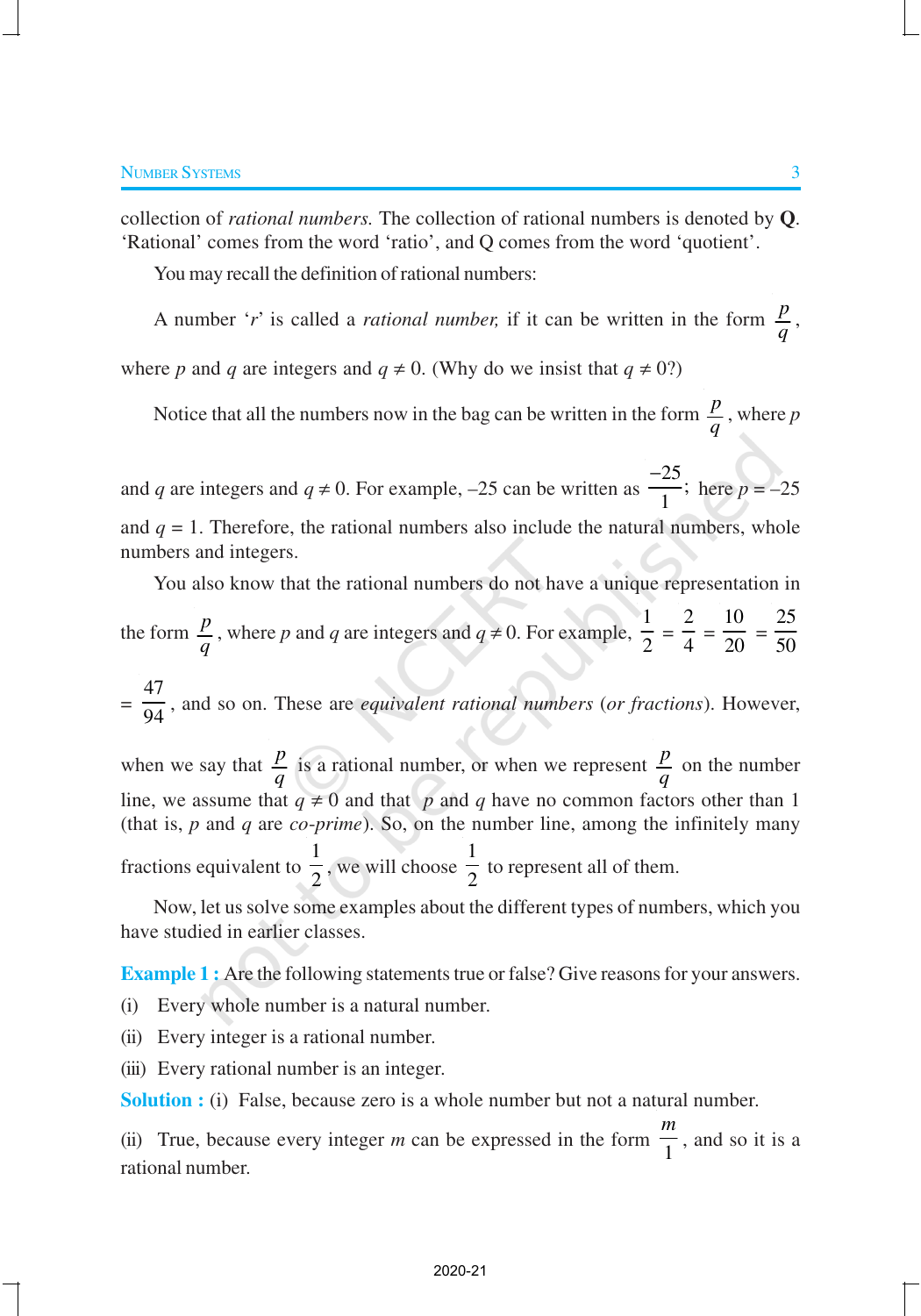collection of *rational numbers.* The collection of rational numbers is denoted by **Q**. 'Rational' comes from the word 'ratio', and Q comes from the word 'quotient'.

You may recall the definition of rational numbers:

A number '$r$' is called a *rational number,* if it can be written in the form $\frac{p}{q}$, where $p$ and $q$ are integers and $q \neq 0$. (Why do we insist that $q \neq 0$?)

Notice that all the numbers now in the bag can be written in the form $\frac{p}{q}$, where $p$ and $q$ are integers and $q \neq 0$. For example, $-25$ can be written as $\frac{-25}{1}$; here $p = -25$ and $q = 1$. Therefore, the rational numbers also include the natural numbers, whole numbers and integers.

You also know that the rational numbers do not have a unique representation in the form $\frac{p}{q}$, where $p$ and $q$ are integers and $q \neq 0$. For example, $\frac{1}{2} = \frac{2}{4} = \frac{10}{20} = \frac{25}{50} = \frac{47}{94}$, and so on. These are *equivalent rational numbers* (*or fractions*). However, when we say that $\frac{p}{q}$ is a rational number, or when we represent $\frac{p}{q}$ on the number line, we assume that $q \neq 0$ and that $p$ and $q$ have no common factors other than 1 (that is, $p$ and $q$ are *co-prime*). So, on the number line, among the infinitely many fractions equivalent to $\frac{1}{2}$, we will choose $\frac{1}{2}$ to represent all of them.

Now, let us solve some examples about the different types of numbers, which you have studied in earlier classes.

**Example 1 :** Are the following statements true or false? Give reasons for your answers.

(i) Every whole number is a natural number.

(ii) Every integer is a rational number.

(iii) Every rational number is an integer.

**Solution :** (i) False, because zero is a whole number but not a natural number.

(ii) True, because every integer $m$ can be expressed in the form $\frac{m}{1}$, and so it is a rational number.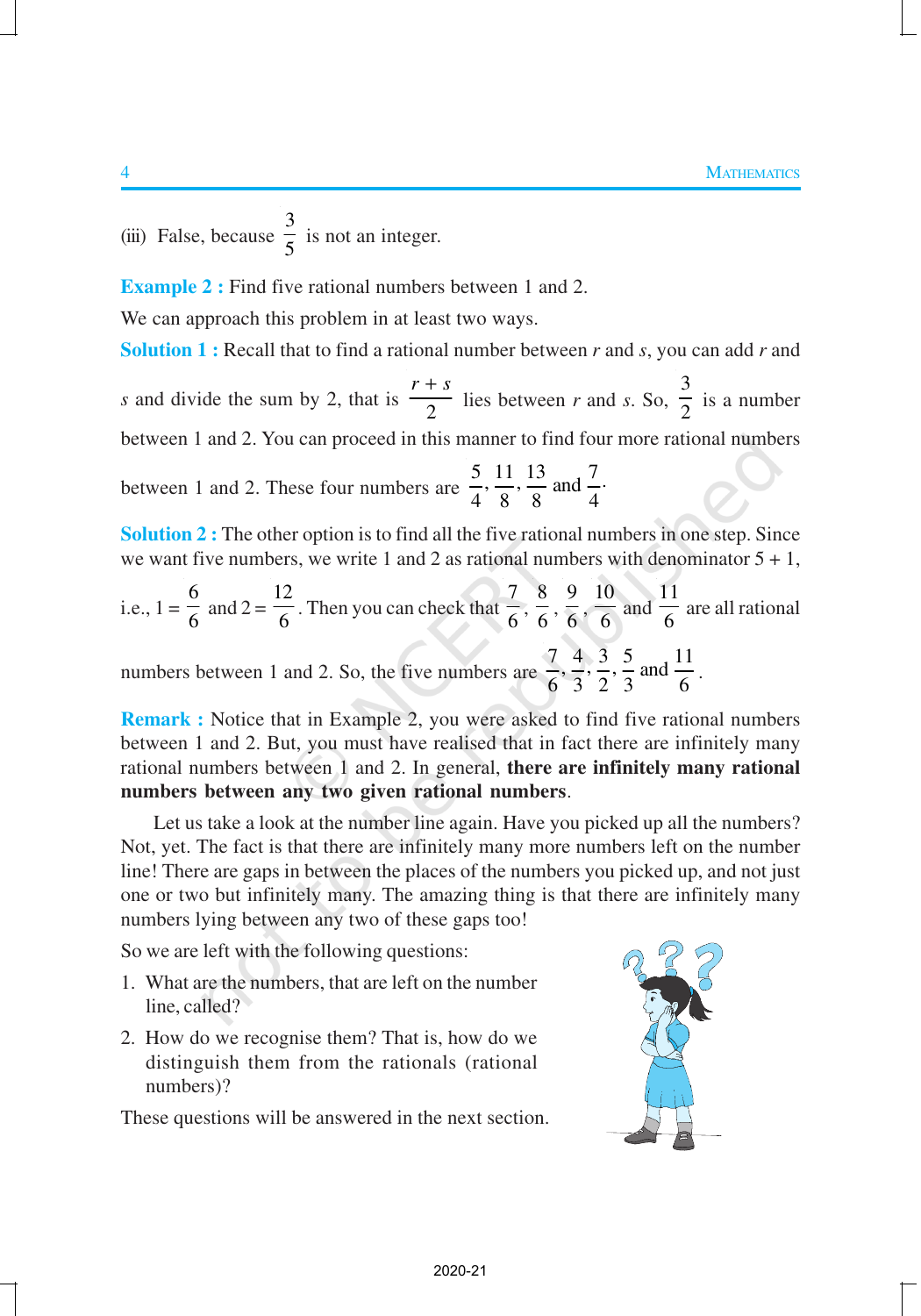(iii) False, because $\frac{3}{5}$ is not an integer.

**Example 2 :** Find five rational numbers between 1 and 2.

We can approach this problem in at least two ways.

**Solution 1 :** Recall that to find a rational number between $r$ and $s$, you can add $r$ and $s$ and divide the sum by 2, that is $\frac{r+s}{2}$ lies between $r$ and $s$. So, $\frac{3}{2}$ is a number between 1 and 2. You can proceed in this manner to find four more rational numbers between 1 and 2. These four numbers are $\frac{5}{4}, \frac{11}{8}, \frac{13}{8}$ and $\frac{7}{4}$.

**Solution 2 :** The other option is to find all the five rational numbers in one step. Since we want five numbers, we write 1 and 2 as rational numbers with denominator 5 + 1, i.e., $1 = \frac{6}{6}$ and $2 = \frac{12}{6}$. Then you can check that $\frac{7}{6}, \frac{8}{6}, \frac{9}{6}, \frac{10}{6}$ and $\frac{11}{6}$ are all rational numbers between 1 and 2. So, the five numbers are $\frac{7}{6}, \frac{4}{3}, \frac{3}{2}, \frac{5}{3}$ and $\frac{11}{6}$.

**Remark :** Notice that in Example 2, you were asked to find five rational numbers between 1 and 2. But, you must have realised that in fact there are infinitely many rational numbers between 1 and 2. In general, **there are infinitely many rational numbers between any two given rational numbers**.

Let us take a look at the number line again. Have you picked up all the numbers? Not, yet. The fact is that there are infinitely many more numbers left on the number line! There are gaps in between the places of the numbers you picked up, and not just one or two but infinitely many. The amazing thing is that there are infinitely many numbers lying between any two of these gaps too!

So we are left with the following questions:

1. What are the numbers, that are left on the number line, called?
2. How do we recognise them? That is, how do we distinguish them from the rationals (rational numbers)?

These questions will be answered in the next section.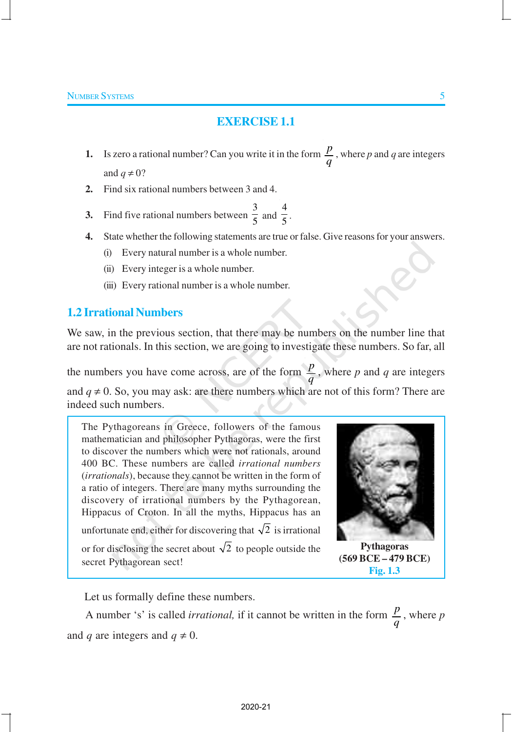## EXERCISE 1.1

1. Is zero a rational number? Can you write it in the form $\frac{p}{q}$, where $p$ and $q$ are integers and $q \neq 0$?
2. Find six rational numbers between 3 and 4.
3. Find five rational numbers between $\frac{3}{5}$ and $\frac{4}{5}$.
4. State whether the following statements are true or false. Give reasons for your answers.
   - (i) Every natural number is a whole number.
   - (ii) Every integer is a whole number.
   - (iii) Every rational number is a whole number.

## 1.2 Irrational Numbers

We saw, in the previous section, that there may be numbers on the number line that are not rationals. In this section, we are going to investigate these numbers. So far, all the numbers you have come across, are of the form $\frac{p}{q}$, where $p$ and $q$ are integers and $q \neq 0$. So, you may ask: are there numbers which are not of this form? There are indeed such numbers.

The Pythagoreans in Greece, followers of the famous mathematician and philosopher Pythagoras, were the first to discover the numbers which were not rationals, around 400 BC. These numbers are called *irrational numbers* (*irrationals*), because they cannot be written in the form of a ratio of integers. There are many myths surrounding the discovery of irrational numbers by the Pythagorean, Hippacus of Croton. In all the myths, Hippacus has an unfortunate end, either for discovering that $\sqrt{2}$ is irrational or for disclosing the secret about $\sqrt{2}$ to people outside the secret Pythagorean sect!

**Pythagoras**
**(569 BCE – 479 BCE)**
**Fig. 1.3**

Let us formally define these numbers.

A number 's' is called *irrational,* if it cannot be written in the form $\frac{p}{q}$, where $p$ and $q$ are integers and $q \neq 0$.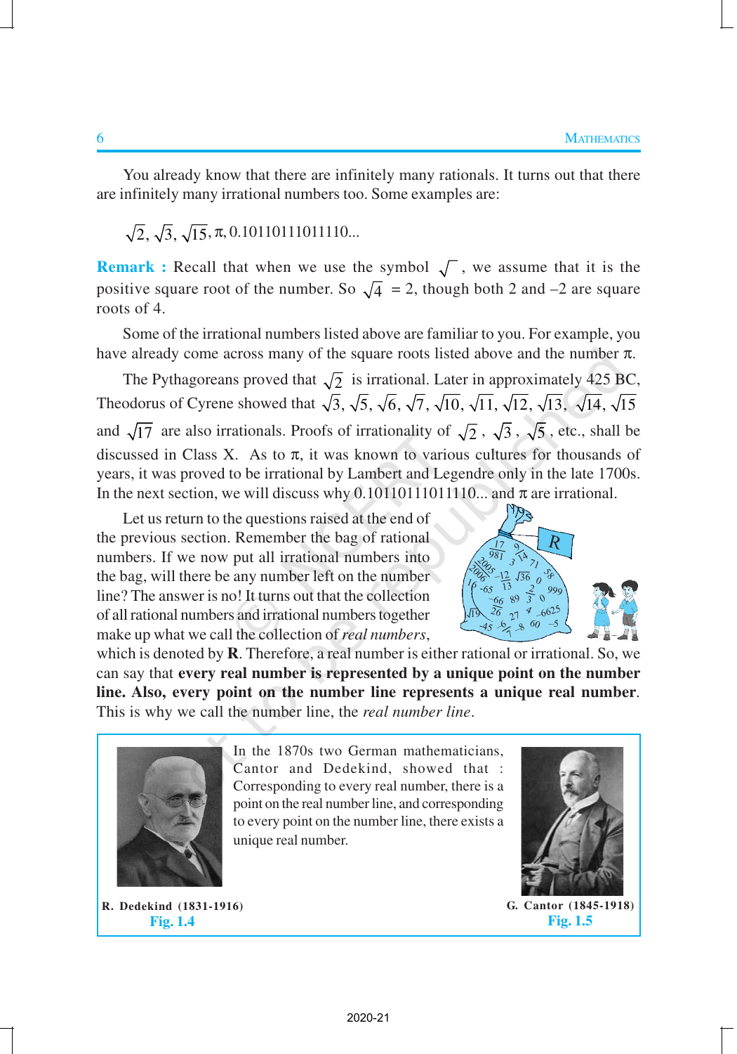You already know that there are infinitely many rationals. It turns out that there are infinitely many irrational numbers too. Some examples are:

$$\sqrt{2}, \sqrt{3}, \sqrt{15}, \pi, 0.10110111011110...$$

**Remark :** Recall that when we use the symbol $\sqrt{\ }$, we assume that it is the positive square root of the number. So $\sqrt{4} = 2$, though both 2 and $-2$ are square roots of 4.

Some of the irrational numbers listed above are familiar to you. For example, you have already come across many of the square roots listed above and the number $\pi$.

The Pythagoreans proved that $\sqrt{2}$ is irrational. Later in approximately 425 BC, Theodorus of Cyrene showed that $\sqrt{3}, \sqrt{5}, \sqrt{6}, \sqrt{7}, \sqrt{10}, \sqrt{11}, \sqrt{12}, \sqrt{13}, \sqrt{14}, \sqrt{15}$ and $\sqrt{17}$ are also irrationals. Proofs of irrationality of $\sqrt{2}$, $\sqrt{3}$, $\sqrt{5}$, etc., shall be discussed in Class X. As to $\pi$, it was known to various cultures for thousands of years, it was proved to be irrational by Lambert and Legendre only in the late 1700s. In the next section, we will discuss why 0.10110111011110... and $\pi$ are irrational.

Let us return to the questions raised at the end of the previous section. Remember the bag of rational numbers. If we now put all irrational numbers into the bag, will there be any number left on the number line? The answer is no! It turns out that the collection of all rational numbers and irrational numbers together make up what we call the collection of *real numbers*, which is denoted by **R**. Therefore, a real number is either rational or irrational. So, we can say that **every real number is represented by a unique point on the number line. Also, every point on the number line represents a unique real number**. This is why we call the number line, the *real number line*.

In the 1870s two German mathematicians, Cantor and Dedekind, showed that : Corresponding to every real number, there is a point on the real number line, and corresponding to every point on the number line, there exists a unique real number.

R. Dedekind (1831-1916)
Fig. 1.4

G. Cantor (1845-1918)
Fig. 1.5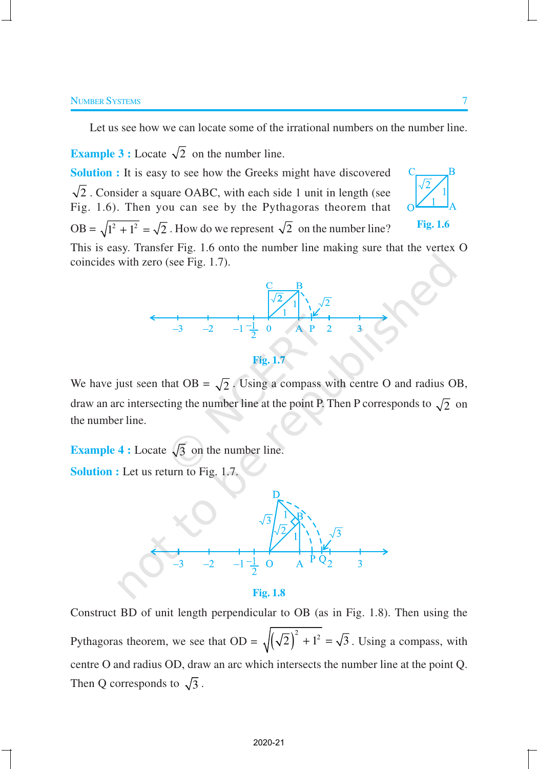Let us see how we can locate some of the irrational numbers on the number line.

**Example 3 :** Locate $\sqrt{2}$ on the number line.

**Solution :** It is easy to see how the Greeks might have discovered $\sqrt{2}$. Consider a square OABC, with each side 1 unit in length (see Fig. 1.6). Then you can see by the Pythagoras theorem that OB = $\sqrt{1^2 + 1^2} = \sqrt{2}$. How do we represent $\sqrt{2}$ on the number line?

**Fig. 1.6**

This is easy. Transfer Fig. 1.6 onto the number line making sure that the vertex O coincides with zero (see Fig. 1.7).

**Fig. 1.7**

We have just seen that OB = $\sqrt{2}$. Using a compass with centre O and radius OB, draw an arc intersecting the number line at the point P. Then P corresponds to $\sqrt{2}$ on the number line.

**Example 4 :** Locate $\sqrt{3}$ on the number line.

**Solution :** Let us return to Fig. 1.7.

**Fig. 1.8**

Construct BD of unit length perpendicular to OB (as in Fig. 1.8). Then using the Pythagoras theorem, we see that OD = $\sqrt{\left(\sqrt{2}\right)^2 + 1^2} = \sqrt{3}$. Using a compass, with centre O and radius OD, draw an arc which intersects the number line at the point Q. Then Q corresponds to $\sqrt{3}$.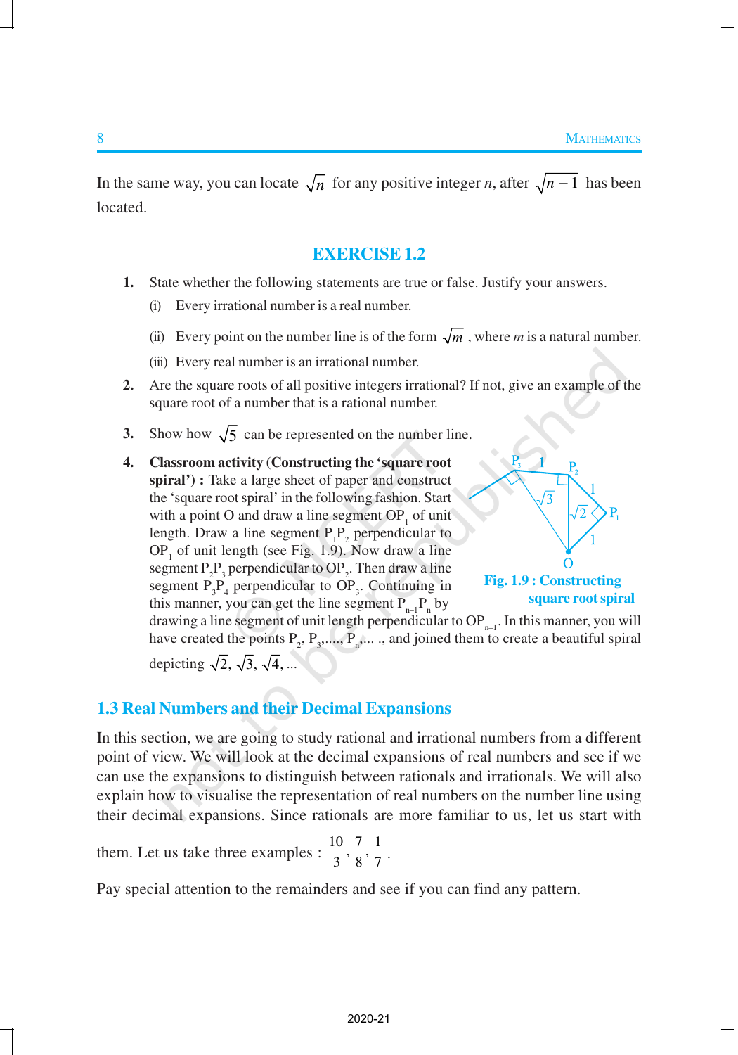In the same way, you can locate $\sqrt{n}$ for any positive integer $n$, after $\sqrt{n-1}$ has been located.

## EXERCISE 1.2

1. State whether the following statements are true or false. Justify your answers.
   (i) Every irrational number is a real number.
   (ii) Every point on the number line is of the form $\sqrt{m}$ , where $m$ is a natural number.
   (iii) Every real number is an irrational number.
2. Are the square roots of all positive integers irrational? If not, give an example of the square root of a number that is a rational number.
3. Show how $\sqrt{5}$ can be represented on the number line.
4. **Classroom activity (Constructing the 'square root spiral') :** Take a large sheet of paper and construct the 'square root spiral' in the following fashion. Start with a point O and draw a line segment $OP_1$ of unit length. Draw a line segment $P_1P_2$ perpendicular to $OP_1$ of unit length (see Fig. 1.9). Now draw a line segment $P_2P_3$ perpendicular to $OP_2$. Then draw a line segment $P_3P_4$ perpendicular to $OP_3$. Continuing in this manner, you can get the line segment $P_{n-1}P_n$ by drawing a line segment of unit length perpendicular to $OP_{n-1}$. In this manner, you will have created the points $P_2$, $P_3$,...., $P_n$,... ., and joined them to create a beautiful spiral depicting $\sqrt{2}, \sqrt{3}, \sqrt{4}, ...$

**Fig. 1.9 : Constructing square root spiral**

## 1.3 Real Numbers and their Decimal Expansions

In this section, we are going to study rational and irrational numbers from a different point of view. We will look at the decimal expansions of real numbers and see if we can use the expansions to distinguish between rationals and irrationals. We will also explain how to visualise the representation of real numbers on the number line using their decimal expansions. Since rationals are more familiar to us, let us start with them. Let us take three examples : $\frac{10}{3}, \frac{7}{8}, \frac{1}{7}$.

Pay special attention to the remainders and see if you can find any pattern.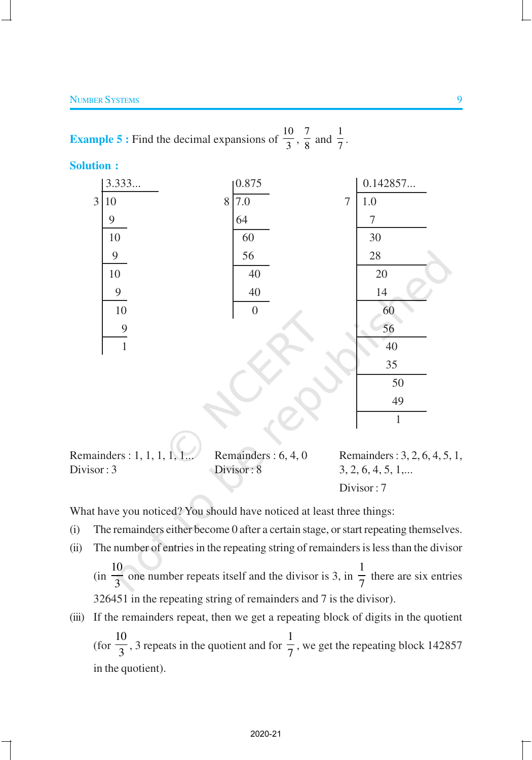**Example 5 :** Find the decimal expansions of $\frac{10}{3}$, $\frac{7}{8}$ and $\frac{1}{7}$.

**Solution :**

$$
\begin{array}{r|l}
 & 3.333... \\
\hline
3 & 10 \\
 & \underline{\ 9} \\
 & 10 \\
 & \underline{\ 9} \\
 & 10 \\
 & \underline{\ 9} \\
 & 10 \\
 & \underline{\ 9} \\
 & \ \ 1
\end{array}
\qquad
\begin{array}{r|l}
 & 0.875 \\
\hline
8 & 7.0 \\
 & \underline{64} \\
 & 60 \\
 & \underline{56} \\
 & 40 \\
 & \underline{40} \\
 & \ \ 0
\end{array}
\qquad
\begin{array}{r|l}
 & 0.142857... \\
\hline
7 & 1.0 \\
 & \underline{\ 7} \\
 & 30 \\
 & \underline{28} \\
 & 20 \\
 & \underline{14} \\
 & 60 \\
 & \underline{56} \\
 & 40 \\
 & \underline{35} \\
 & 50 \\
 & \underline{49} \\
 & \ \ 1
\end{array}
$$

Remainders : 1, 1, 1, 1, 1...
Divisor : 3

Remainders : 6, 4, 0
Divisor : 8

Remainders : 3, 2, 6, 4, 5, 1, 3, 2, 6, 4, 5, 1,...
Divisor : 7

What have you noticed? You should have noticed at least three things:

(i) The remainders either become 0 after a certain stage, or start repeating themselves.

(ii) The number of entries in the repeating string of remainders is less than the divisor (in $\frac{10}{3}$ one number repeats itself and the divisor is 3, in $\frac{1}{7}$ there are six entries 326451 in the repeating string of remainders and 7 is the divisor).

(iii) If the remainders repeat, then we get a repeating block of digits in the quotient (for $\frac{10}{3}$, 3 repeats in the quotient and for $\frac{1}{7}$, we get the repeating block 142857 in the quotient).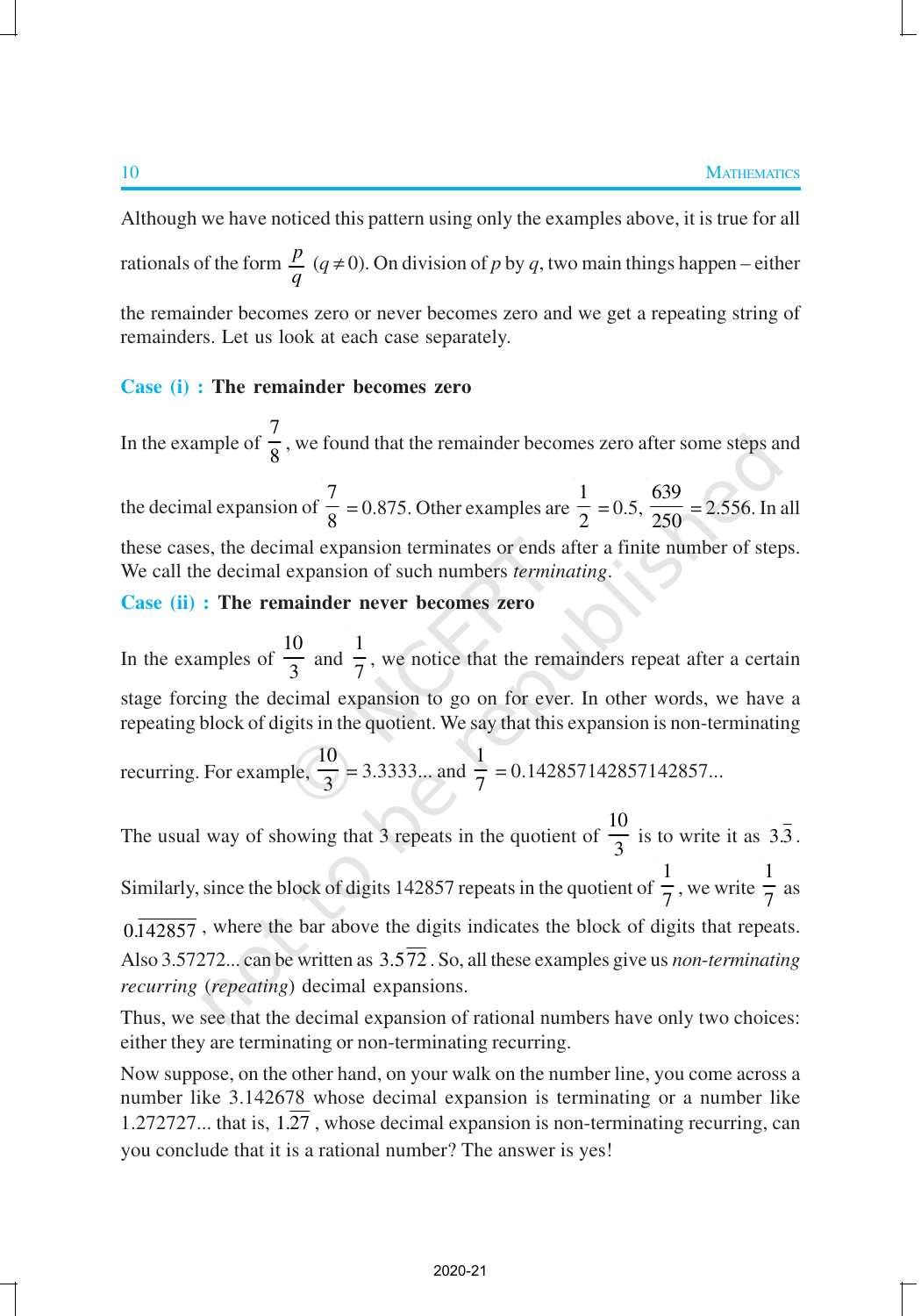Although we have noticed this pattern using only the examples above, it is true for all rationals of the form $\frac{p}{q}$ $(q \neq 0)$. On division of $p$ by $q$, two main things happen – either the remainder becomes zero or never becomes zero and we get a repeating string of remainders. Let us look at each case separately.

**Case (i) : The remainder becomes zero**

In the example of $\frac{7}{8}$, we found that the remainder becomes zero after some steps and the decimal expansion of $\frac{7}{8} = 0.875$. Other examples are $\frac{1}{2} = 0.5$, $\frac{639}{250} = 2.556$. In all these cases, the decimal expansion terminates or ends after a finite number of steps. We call the decimal expansion of such numbers *terminating*.

**Case (ii) : The remainder never becomes zero**

In the examples of $\frac{10}{3}$ and $\frac{1}{7}$, we notice that the remainders repeat after a certain stage forcing the decimal expansion to go on for ever. In other words, we have a repeating block of digits in the quotient. We say that this expansion is non-terminating recurring. For example, $\frac{10}{3} = 3.3333...$ and $\frac{1}{7} = 0.142857142857142857...$

The usual way of showing that 3 repeats in the quotient of $\frac{10}{3}$ is to write it as $3.\overline{3}$. Similarly, since the block of digits 142857 repeats in the quotient of $\frac{1}{7}$, we write $\frac{1}{7}$ as $0.\overline{142857}$, where the bar above the digits indicates the block of digits that repeats. Also 3.57272... can be written as $3.5\overline{72}$. So, all these examples give us *non-terminating recurring* (*repeating*) decimal expansions.

Thus, we see that the decimal expansion of rational numbers have only two choices: either they are terminating or non-terminating recurring.

Now suppose, on the other hand, on your walk on the number line, you come across a number like 3.142678 whose decimal expansion is terminating or a number like 1.272727... that is, $1.\overline{27}$, whose decimal expansion is non-terminating recurring, can you conclude that it is a rational number? The answer is yes!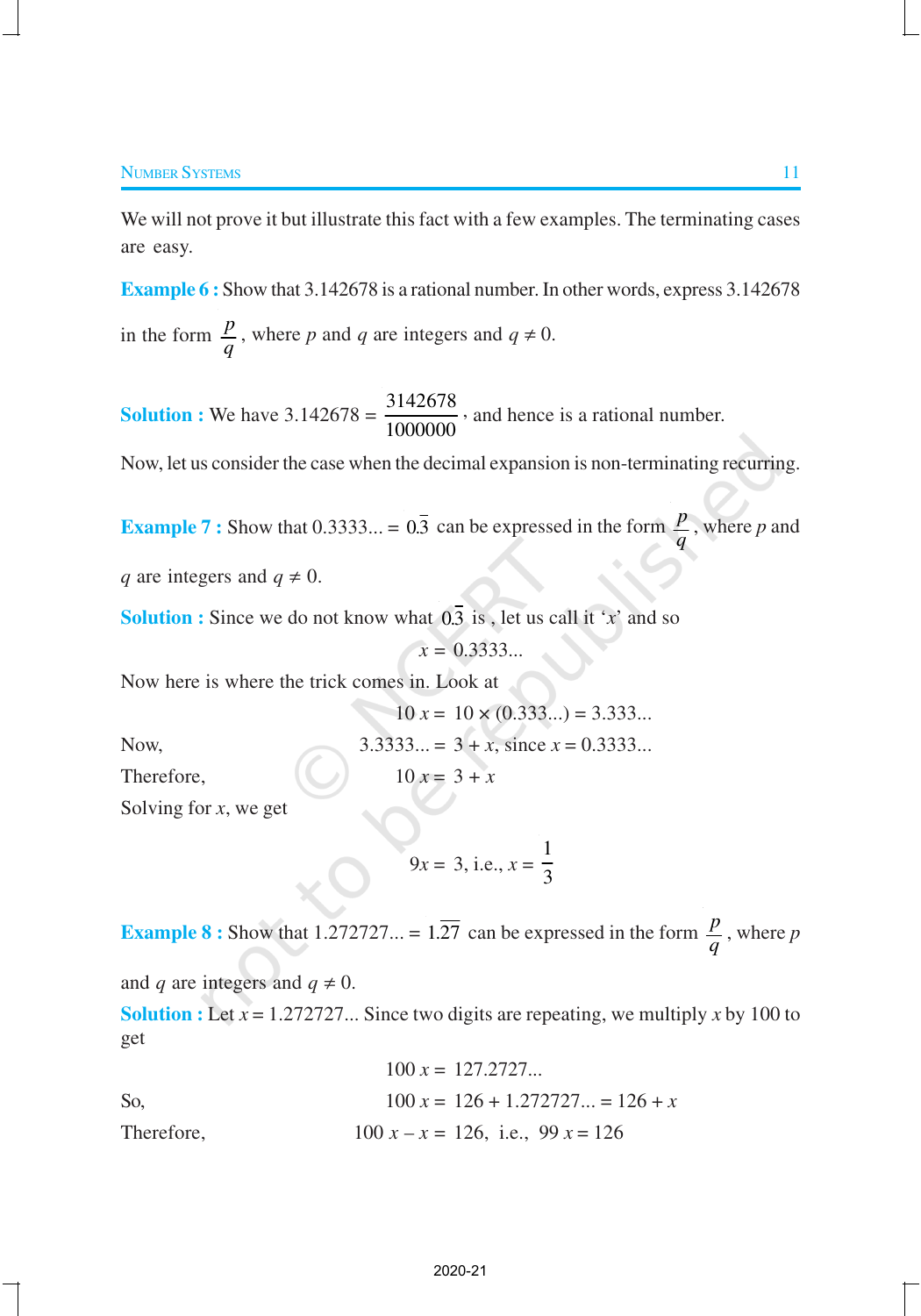We will not prove it but illustrate this fact with a few examples. The terminating cases are easy.

**Example 6 :** Show that 3.142678 is a rational number. In other words, express 3.142678 in the form $\frac{p}{q}$, where $p$ and $q$ are integers and $q \neq 0$.

**Solution :** We have $3.142678 = \frac{3142678}{1000000}$, and hence is a rational number.

Now, let us consider the case when the decimal expansion is non-terminating recurring.

**Example 7 :** Show that $0.3333... = 0.\overline{3}$ can be expressed in the form $\frac{p}{q}$, where $p$ and $q$ are integers and $q \neq 0$.

**Solution :** Since we do not know what $0.\overline{3}$ is , let us call it '$x$' and so

$$x = 0.3333...$$

Now here is where the trick comes in. Look at

$$10\,x = 10 \times (0.333...) = 3.333...$$

Now, $\qquad 3.3333... = 3 + x$, since $x = 0.3333...$

Therefore, $\qquad 10\,x = 3 + x$

Solving for $x$, we get

$$9x = 3, \text{ i.e., } x = \frac{1}{3}$$

**Example 8 :** Show that $1.272727... = 1.\overline{27}$ can be expressed in the form $\frac{p}{q}$, where $p$ and $q$ are integers and $q \neq 0$.

**Solution :** Let $x = 1.272727...$ Since two digits are repeating, we multiply $x$ by 100 to get

$$100\,x = 127.2727...$$

So, $\qquad 100\,x = 126 + 1.272727... = 126 + x$

Therefore, $\qquad 100\,x - x = 126, \text{ i.e., } 99\,x = 126$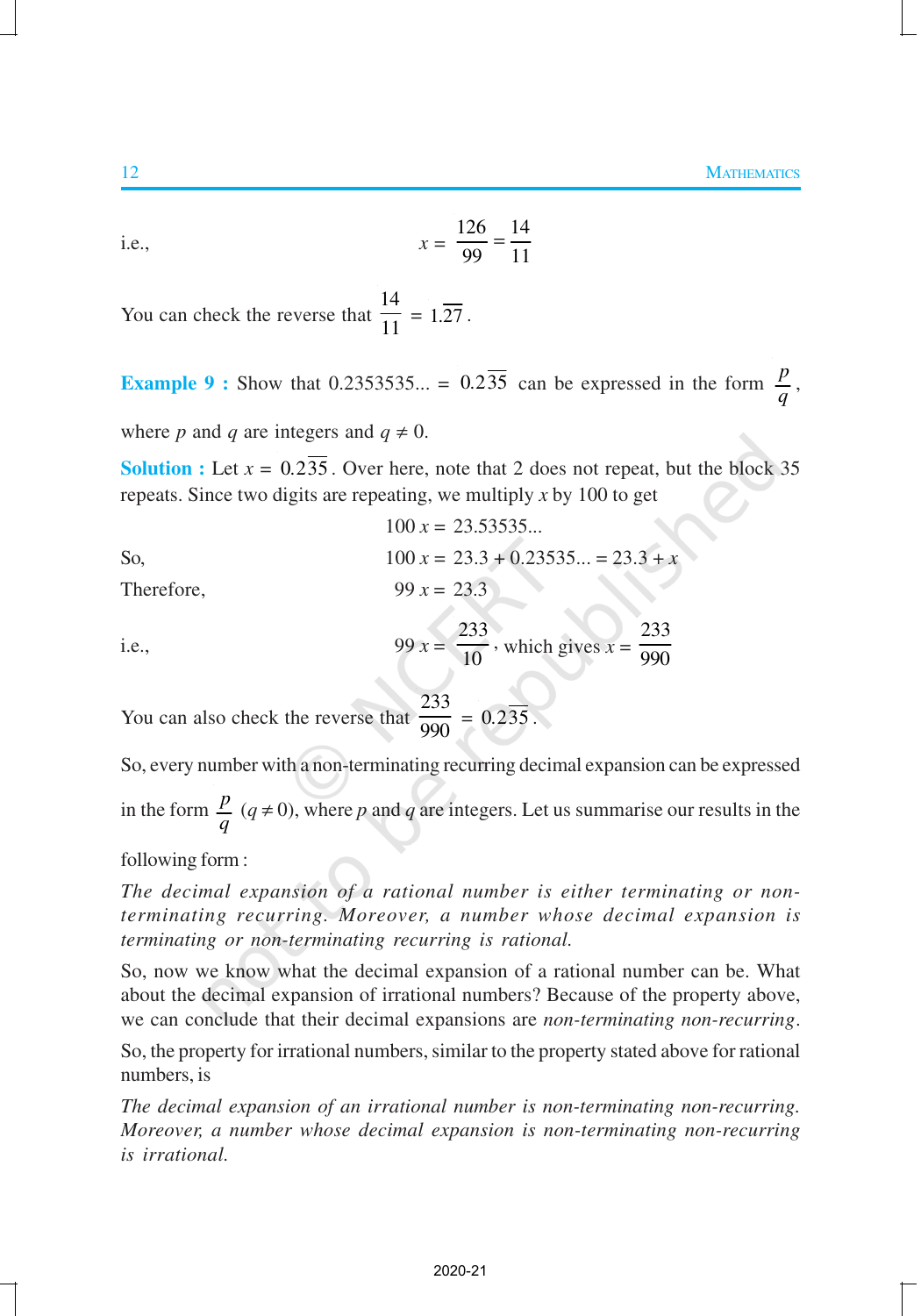i.e., $$x = \frac{126}{99} = \frac{14}{11}$$

You can check the reverse that $\frac{14}{11} = 1.\overline{27}$.

**Example 9 :** Show that $0.2353535... = 0.2\overline{35}$ can be expressed in the form $\frac{p}{q}$, where $p$ and $q$ are integers and $q \neq 0$.

**Solution :** Let $x = 0.2\overline{35}$. Over here, note that 2 does not repeat, but the block 35 repeats. Since two digits are repeating, we multiply $x$ by 100 to get

$$100\,x = 23.53535...$$

So, $$100\,x = 23.3 + 0.23535... = 23.3 + x$$

Therefore, $$99\,x = 23.3$$

i.e., $$99\,x = \frac{233}{10}\text{, which gives } x = \frac{233}{990}$$

You can also check the reverse that $\frac{233}{990} = 0.2\overline{35}$.

So, every number with a non-terminating recurring decimal expansion can be expressed in the form $\frac{p}{q}$ $(q \neq 0)$, where $p$ and $q$ are integers. Let us summarise our results in the following form :

*The decimal expansion of a rational number is either terminating or non-terminating recurring. Moreover, a number whose decimal expansion is terminating or non-terminating recurring is rational.*

So, now we know what the decimal expansion of a rational number can be. What about the decimal expansion of irrational numbers? Because of the property above, we can conclude that their decimal expansions are *non-terminating non-recurring*.

So, the property for irrational numbers, similar to the property stated above for rational numbers, is

*The decimal expansion of an irrational number is non-terminating non-recurring. Moreover, a number whose decimal expansion is non-terminating non-recurring is irrational.*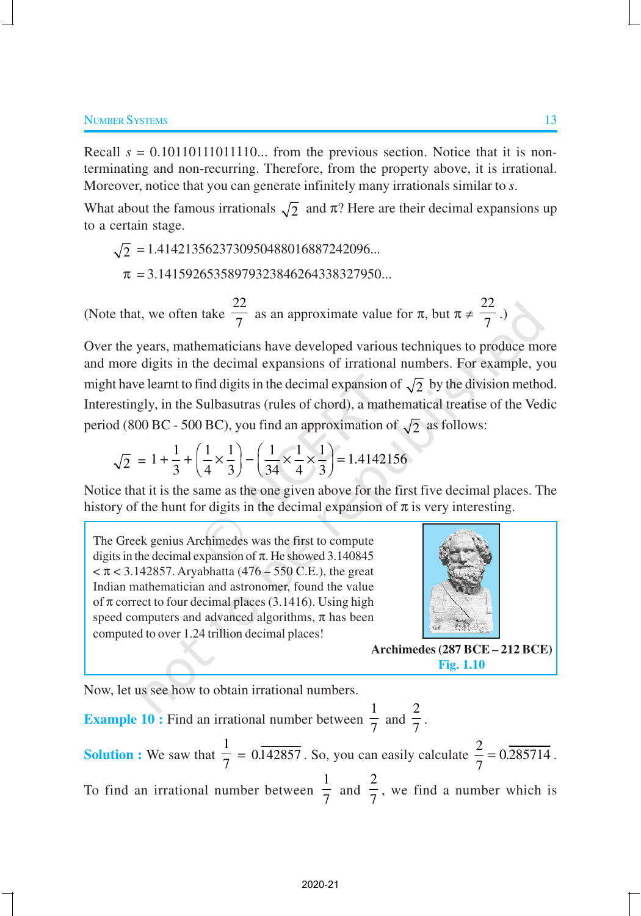Recall $s$ = 0.10110111011110... from the previous section. Notice that it is non-terminating and non-recurring. Therefore, from the property above, it is irrational. Moreover, notice that you can generate infinitely many irrationals similar to $s$.

What about the famous irrationals $\sqrt{2}$ and $\pi$? Here are their decimal expansions up to a certain stage.

$$\sqrt{2} = 1.4142135623730950488016887242096...$$

$$\pi = 3.14159265358979323846264338327950...$$

(Note that, we often take $\frac{22}{7}$ as an approximate value for $\pi$, but $\pi \neq \frac{22}{7}$.)

Over the years, mathematicians have developed various techniques to produce more and more digits in the decimal expansions of irrational numbers. For example, you might have learnt to find digits in the decimal expansion of $\sqrt{2}$ by the division method. Interestingly, in the Sulbasutras (rules of chord), a mathematical treatise of the Vedic period (800 BC - 500 BC), you find an approximation of $\sqrt{2}$ as follows:

$$\sqrt{2} = 1 + \frac{1}{3} + \left(\frac{1}{4} \times \frac{1}{3}\right) - \left(\frac{1}{34} \times \frac{1}{4} \times \frac{1}{3}\right) = 1.4142156$$

Notice that it is the same as the one given above for the first five decimal places. The history of the hunt for digits in the decimal expansion of $\pi$ is very interesting.

> The Greek genius Archimedes was the first to compute digits in the decimal expansion of $\pi$. He showed $3.140845 < \pi < 3.142857$. Aryabhatta (476 – 550 C.E.), the great Indian mathematician and astronomer, found the value of $\pi$ correct to four decimal places (3.1416). Using high speed computers and advanced algorithms, $\pi$ has been computed to over 1.24 trillion decimal places!
>
> **Archimedes (287 BCE – 212 BCE)**
> **Fig. 1.10**

Now, let us see how to obtain irrational numbers.

**Example 10 :** Find an irrational number between $\frac{1}{7}$ and $\frac{2}{7}$.

**Solution :** We saw that $\frac{1}{7} = 0.\overline{142857}$. So, you can easily calculate $\frac{2}{7} = 0.\overline{285714}$.

To find an irrational number between $\frac{1}{7}$ and $\frac{2}{7}$, we find a number which is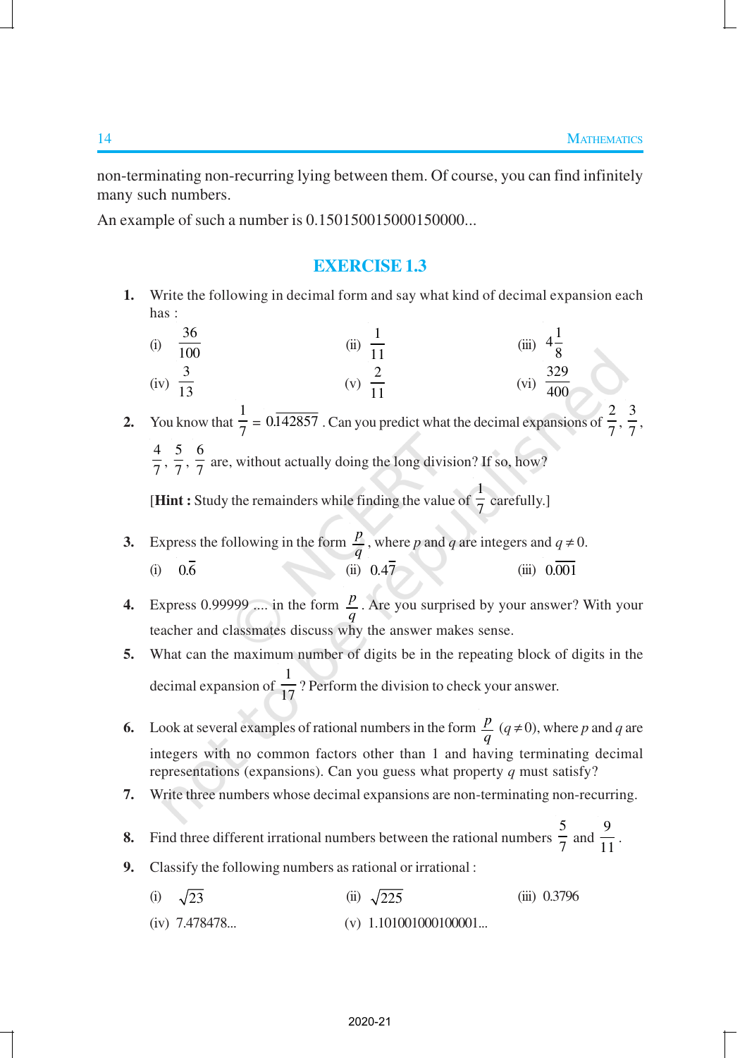non-terminating non-recurring lying between them. Of course, you can find infinitely many such numbers.

An example of such a number is 0.150150015000150000...

## EXERCISE 1.3

1. Write the following in decimal form and say what kind of decimal expansion each has :

   (i) $\frac{36}{100}$ (ii) $\frac{1}{11}$ (iii) $4\frac{1}{8}$

   (iv) $\frac{3}{13}$ (v) $\frac{2}{11}$ (vi) $\frac{329}{400}$

2. You know that $\frac{1}{7} = 0.\overline{142857}$. Can you predict what the decimal expansions of $\frac{2}{7}$, $\frac{3}{7}$, $\frac{4}{7}$, $\frac{5}{7}$, $\frac{6}{7}$ are, without actually doing the long division? If so, how?

   [**Hint :** Study the remainders while finding the value of $\frac{1}{7}$ carefully.]

3. Express the following in the form $\frac{p}{q}$, where $p$ and $q$ are integers and $q \neq 0$.

   (i) $0.\overline{6}$ (ii) $0.4\overline{7}$ (iii) $0.\overline{001}$

4. Express 0.99999 .... in the form $\frac{p}{q}$. Are you surprised by your answer? With your teacher and classmates discuss why the answer makes sense.

5. What can the maximum number of digits be in the repeating block of digits in the decimal expansion of $\frac{1}{17}$? Perform the division to check your answer.

6. Look at several examples of rational numbers in the form $\frac{p}{q}$ $(q \neq 0)$, where $p$ and $q$ are integers with no common factors other than 1 and having terminating decimal representations (expansions). Can you guess what property $q$ must satisfy?

7. Write three numbers whose decimal expansions are non-terminating non-recurring.

8. Find three different irrational numbers between the rational numbers $\frac{5}{7}$ and $\frac{9}{11}$.

9. Classify the following numbers as rational or irrational :

   (i) $\sqrt{23}$ (ii) $\sqrt{225}$ (iii) 0.3796

   (iv) 7.478478... (v) 1.101001000100001...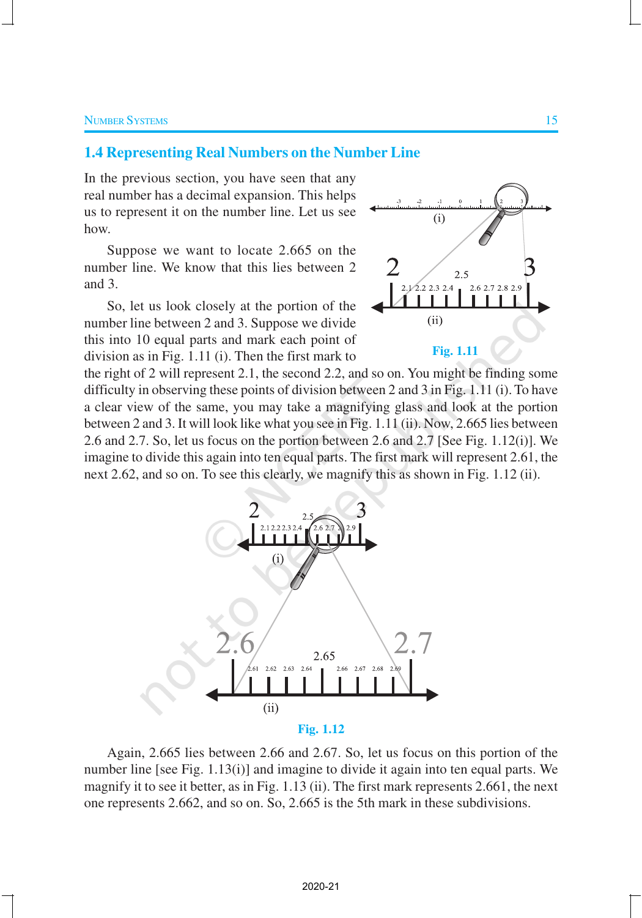## 1.4 Representing Real Numbers on the Number Line

In the previous section, you have seen that any real number has a decimal expansion. This helps us to represent it on the number line. Let us see how.

Suppose we want to locate 2.665 on the number line. We know that this lies between 2 and 3.

So, let us look closely at the portion of the number line between 2 and 3. Suppose we divide this into 10 equal parts and mark each point of division as in Fig. 1.11 (i). Then the first mark to the right of 2 will represent 2.1, the second 2.2, and so on. You might be finding some difficulty in observing these points of division between 2 and 3 in Fig. 1.11 (i). To have a clear view of the same, you may take a magnifying glass and look at the portion between 2 and 3. It will look like what you see in Fig. 1.11 (ii). Now, 2.665 lies between 2.6 and 2.7. So, let us focus on the portion between 2.6 and 2.7 [See Fig. 1.12(i)]. We imagine to divide this again into ten equal parts. The first mark will represent 2.61, the next 2.62, and so on. To see this clearly, we magnify this as shown in Fig. 1.12 (ii).

**Fig. 1.11**

**Fig. 1.12**

Again, 2.665 lies between 2.66 and 2.67. So, let us focus on this portion of the number line [see Fig. 1.13(i)] and imagine to divide it again into ten equal parts. We magnify it to see it better, as in Fig. 1.13 (ii). The first mark represents 2.661, the next one represents 2.662, and so on. So, 2.665 is the 5th mark in these subdivisions.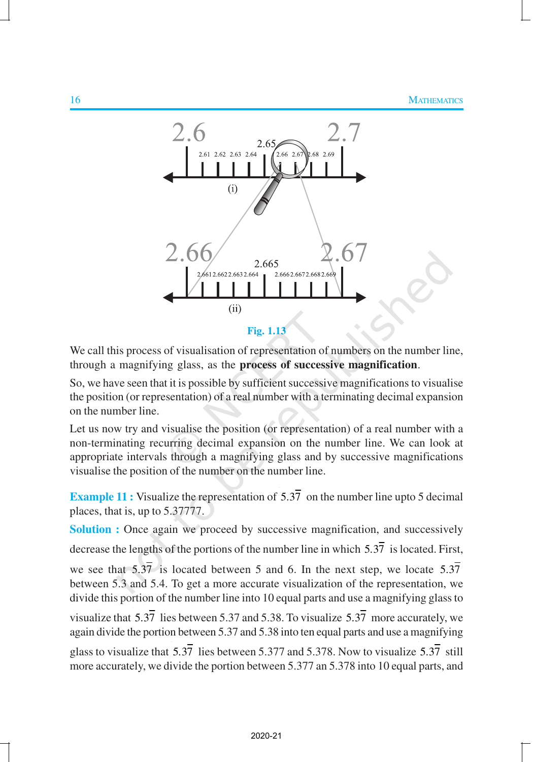Fig. 1.13

We call this process of visualisation of representation of numbers on the number line, through a magnifying glass, as the **process of successive magnification**.

So, we have seen that it is possible by sufficient successive magnifications to visualise the position (or representation) of a real number with a terminating decimal expansion on the number line.

Let us now try and visualise the position (or representation) of a real number with a non-terminating recurring decimal expansion on the number line. We can look at appropriate intervals through a magnifying glass and by successive magnifications visualise the position of the number on the number line.

**Example 11 :** Visualize the representation of $5.3\overline{7}$ on the number line upto 5 decimal places, that is, up to 5.37777.

**Solution :** Once again we proceed by successive magnification, and successively decrease the lengths of the portions of the number line in which $5.3\overline{7}$ is located. First, we see that $5.3\overline{7}$ is located between 5 and 6. In the next step, we locate $5.3\overline{7}$ between 5.3 and 5.4. To get a more accurate visualization of the representation, we divide this portion of the number line into 10 equal parts and use a magnifying glass to visualize that $5.3\overline{7}$ lies between 5.37 and 5.38. To visualize $5.3\overline{7}$ more accurately, we again divide the portion between 5.37 and 5.38 into ten equal parts and use a magnifying glass to visualize that $5.3\overline{7}$ lies between 5.377 and 5.378. Now to visualize $5.3\overline{7}$ still more accurately, we divide the portion between 5.377 an 5.378 into 10 equal parts, and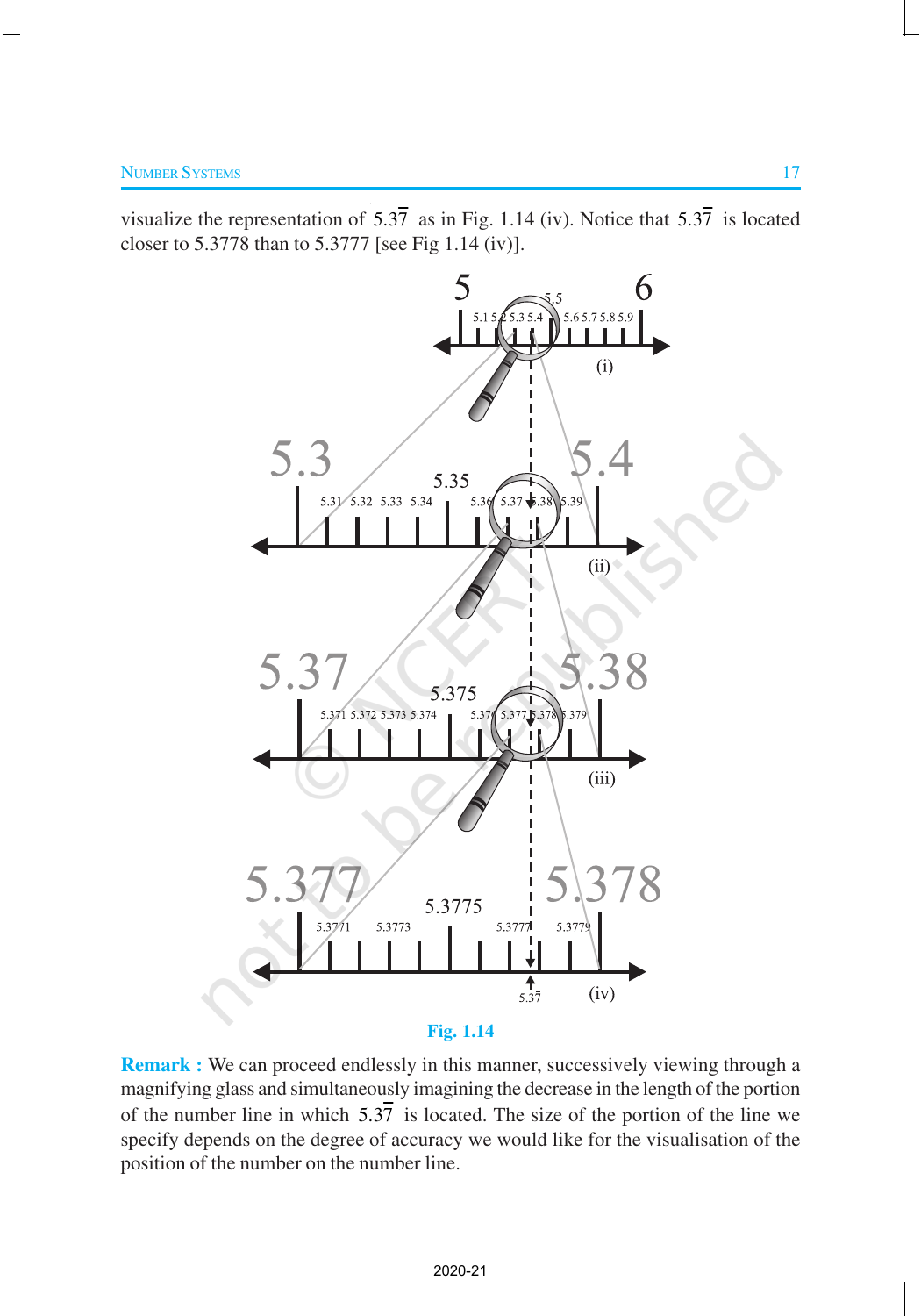visualize the representation of $5.3\overline{7}$ as in Fig. 1.14 (iv). Notice that $5.3\overline{7}$ is located closer to 5.3778 than to 5.3777 [see Fig 1.14 (iv)].

Fig. 1.14

**Remark :** We can proceed endlessly in this manner, successively viewing through a magnifying glass and simultaneously imagining the decrease in the length of the portion of the number line in which $5.3\overline{7}$ is located. The size of the portion of the line we specify depends on the degree of accuracy we would like for the visualisation of the position of the number on the number line.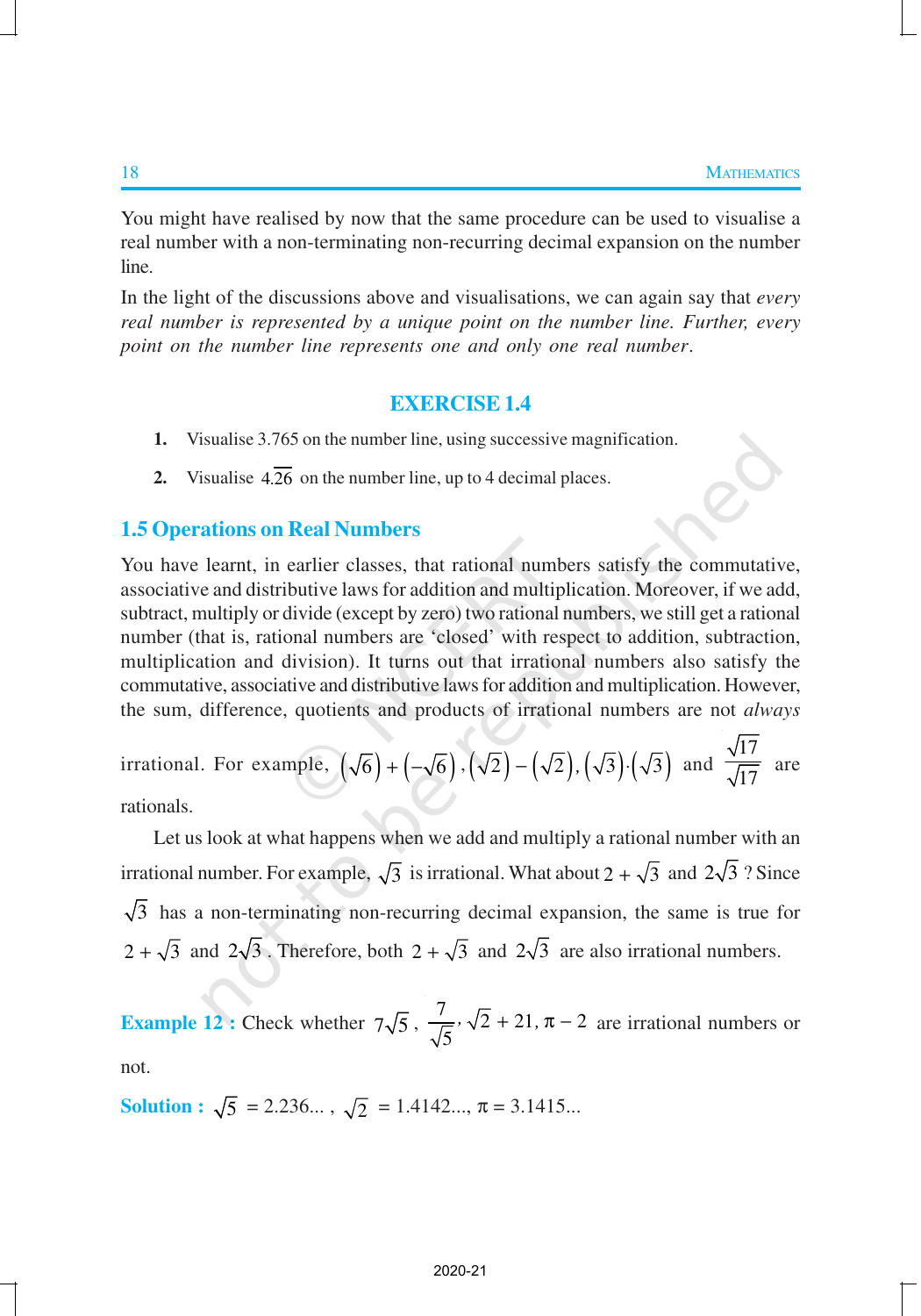You might have realised by now that the same procedure can be used to visualise a real number with a non-terminating non-recurring decimal expansion on the number line.

In the light of the discussions above and visualisations, we can again say that *every real number is represented by a unique point on the number line. Further, every point on the number line represents one and only one real number*.

## EXERCISE 1.4

1. Visualise 3.765 on the number line, using successive magnification.
2. Visualise $4.\overline{26}$ on the number line, up to 4 decimal places.

## 1.5 Operations on Real Numbers

You have learnt, in earlier classes, that rational numbers satisfy the commutative, associative and distributive laws for addition and multiplication. Moreover, if we add, subtract, multiply or divide (except by zero) two rational numbers, we still get a rational number (that is, rational numbers are 'closed' with respect to addition, subtraction, multiplication and division). It turns out that irrational numbers also satisfy the commutative, associative and distributive laws for addition and multiplication. However, the sum, difference, quotients and products of irrational numbers are not *always* irrational. For example, $\left(\sqrt{6}\right)+\left(-\sqrt{6}\right), \left(\sqrt{2}\right)-\left(\sqrt{2}\right), \left(\sqrt{3}\right)\cdot\left(\sqrt{3}\right)$ and $\frac{\sqrt{17}}{\sqrt{17}}$ are rationals.

Let us look at what happens when we add and multiply a rational number with an irrational number. For example, $\sqrt{3}$ is irrational. What about $2+\sqrt{3}$ and $2\sqrt{3}$ ? Since $\sqrt{3}$ has a non-terminating non-recurring decimal expansion, the same is true for $2+\sqrt{3}$ and $2\sqrt{3}$. Therefore, both $2+\sqrt{3}$ and $2\sqrt{3}$ are also irrational numbers.

**Example 12 :** Check whether $7\sqrt{5}$, $\frac{7}{\sqrt{5}}$, $\sqrt{2}+21$, $\pi-2$ are irrational numbers or not.

**Solution :** $\sqrt{5}$ = 2.236... , $\sqrt{2}$ = 1.4142..., $\pi$ = 3.1415...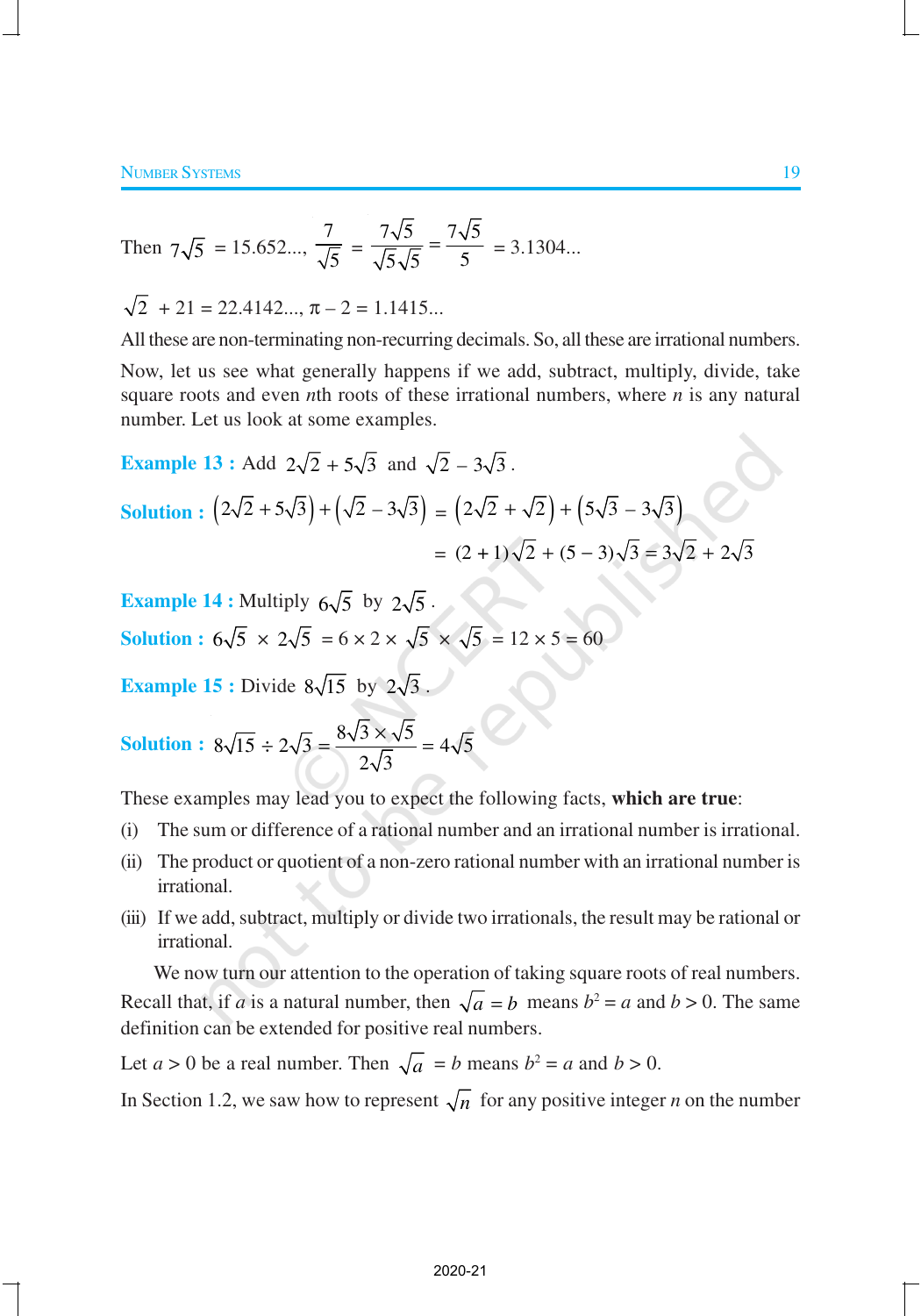Then $7\sqrt{5} = 15.652...$, $\frac{7}{\sqrt{5}} = \frac{7\sqrt{5}}{\sqrt{5}\sqrt{5}} = \frac{7\sqrt{5}}{5} = 3.1304...$

$\sqrt{2} + 21 = 22.4142...$, $\pi - 2 = 1.1415...$

All these are non-terminating non-recurring decimals. So, all these are irrational numbers.

Now, let us see what generally happens if we add, subtract, multiply, divide, take square roots and even $n$th roots of these irrational numbers, where $n$ is any natural number. Let us look at some examples.

**Example 13 :** Add $2\sqrt{2} + 5\sqrt{3}$ and $\sqrt{2} - 3\sqrt{3}$.

**Solution :** $\left(2\sqrt{2} + 5\sqrt{3}\right) + \left(\sqrt{2} - 3\sqrt{3}\right) = \left(2\sqrt{2} + \sqrt{2}\right) + \left(5\sqrt{3} - 3\sqrt{3}\right)$

$$= (2 + 1)\sqrt{2} + (5 - 3)\sqrt{3} = 3\sqrt{2} + 2\sqrt{3}$$

**Example 14 :** Multiply $6\sqrt{5}$ by $2\sqrt{5}$.

**Solution :** $6\sqrt{5} \times 2\sqrt{5} = 6 \times 2 \times \sqrt{5} \times \sqrt{5} = 12 \times 5 = 60$

**Example 15 :** Divide $8\sqrt{15}$ by $2\sqrt{3}$.

**Solution :** $8\sqrt{15} \div 2\sqrt{3} = \frac{8\sqrt{3} \times \sqrt{5}}{2\sqrt{3}} = 4\sqrt{5}$

These examples may lead you to expect the following facts, **which are true**:

(i) The sum or difference of a rational number and an irrational number is irrational.

(ii) The product or quotient of a non-zero rational number with an irrational number is irrational.

(iii) If we add, subtract, multiply or divide two irrationals, the result may be rational or irrational.

We now turn our attention to the operation of taking square roots of real numbers. Recall that, if $a$ is a natural number, then $\sqrt{a} = b$ means $b^2 = a$ and $b > 0$. The same definition can be extended for positive real numbers.

Let $a > 0$ be a real number. Then $\sqrt{a} = b$ means $b^2 = a$ and $b > 0$.

In Section 1.2, we saw how to represent $\sqrt{n}$ for any positive integer $n$ on the number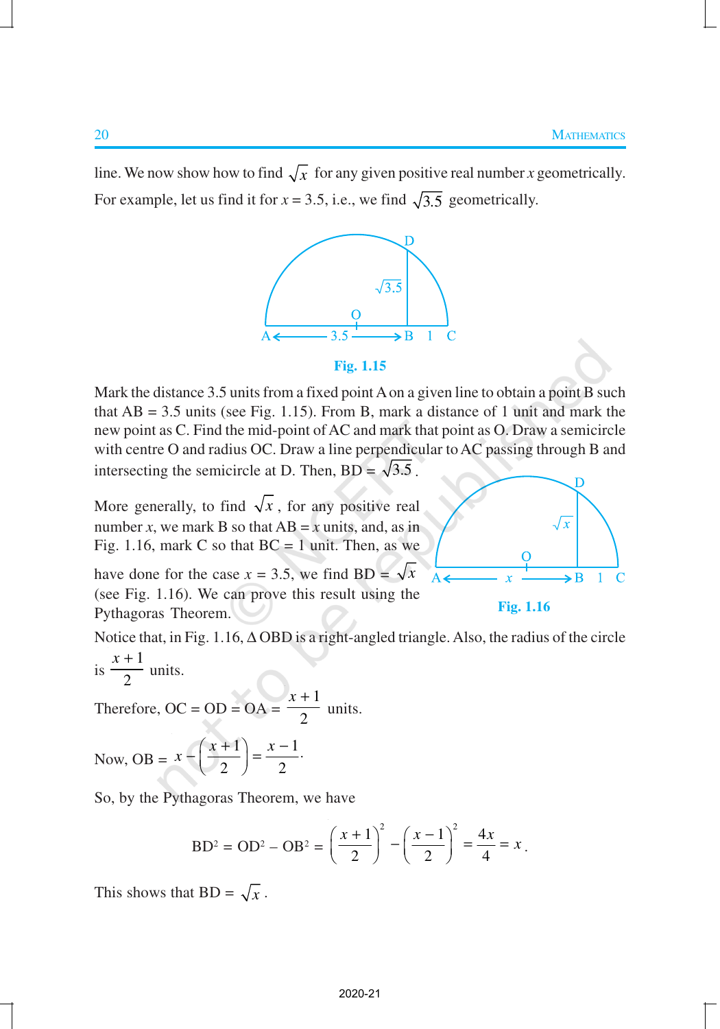line. We now show how to find $\sqrt{x}$ for any given positive real number $x$ geometrically. For example, let us find it for $x = 3.5$, i.e., we find $\sqrt{3.5}$ geometrically.

Fig. 1.15

Mark the distance 3.5 units from a fixed point A on a given line to obtain a point B such that AB = 3.5 units (see Fig. 1.15). From B, mark a distance of 1 unit and mark the new point as C. Find the mid-point of AC and mark that point as O. Draw a semicircle with centre O and radius OC. Draw a line perpendicular to AC passing through B and intersecting the semicircle at D. Then, BD = $\sqrt{3.5}$.

More generally, to find $\sqrt{x}$, for any positive real number $x$, we mark B so that AB = $x$ units, and, as in Fig. 1.16, mark C so that BC = 1 unit. Then, as we have done for the case $x = 3.5$, we find BD = $\sqrt{x}$ (see Fig. 1.16). We can prove this result using the Pythagoras Theorem.

Fig. 1.16

Notice that, in Fig. 1.16, $\Delta$ OBD is a right-angled triangle. Also, the radius of the circle is $\frac{x+1}{2}$ units.

Therefore, OC = OD = OA = $\frac{x+1}{2}$ units.

Now, OB = $x - \left(\frac{x+1}{2}\right) = \frac{x-1}{2}$.

So, by the Pythagoras Theorem, we have

$$\text{BD}^2 = \text{OD}^2 - \text{OB}^2 = \left(\frac{x+1}{2}\right)^2 - \left(\frac{x-1}{2}\right)^2 = \frac{4x}{4} = x.$$

This shows that BD = $\sqrt{x}$.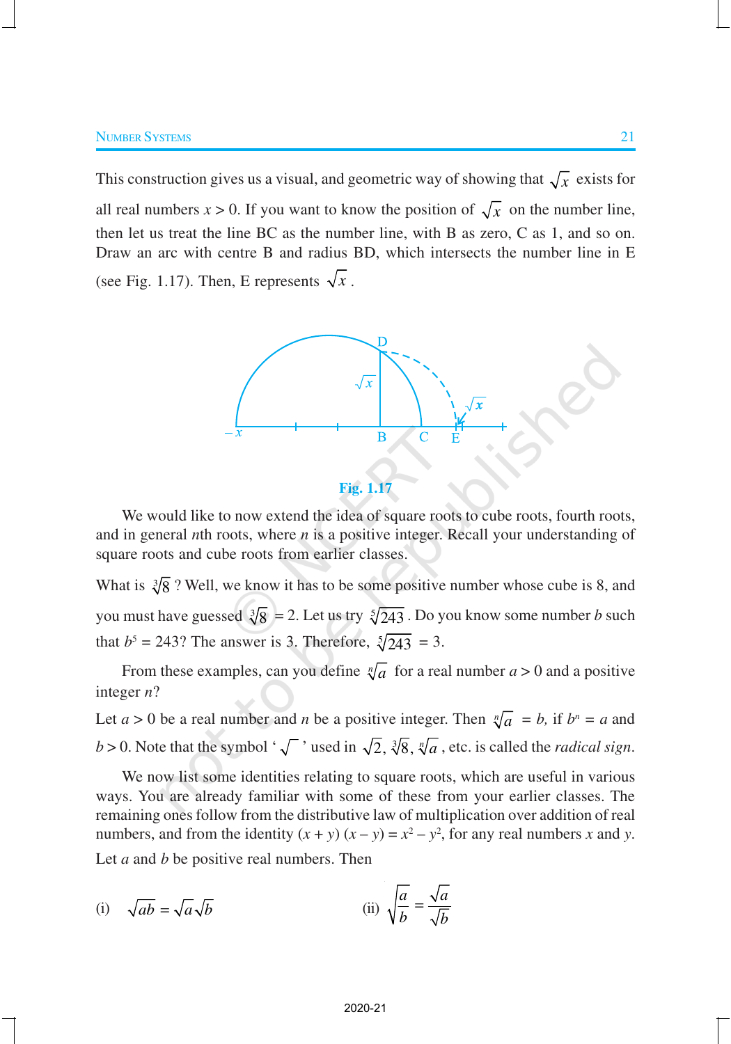This construction gives us a visual, and geometric way of showing that $\sqrt{x}$ exists for all real numbers $x > 0$. If you want to know the position of $\sqrt{x}$ on the number line, then let us treat the line BC as the number line, with B as zero, C as 1, and so on. Draw an arc with centre B and radius BD, which intersects the number line in E (see Fig. 1.17). Then, E represents $\sqrt{x}$.

Fig. 1.17

We would like to now extend the idea of square roots to cube roots, fourth roots, and in general $n$th roots, where $n$ is a positive integer. Recall your understanding of square roots and cube roots from earlier classes.

What is $\sqrt[3]{8}$ ? Well, we know it has to be some positive number whose cube is 8, and you must have guessed $\sqrt[3]{8} = 2$. Let us try $\sqrt[5]{243}$. Do you know some number $b$ such that $b^5 = 243$? The answer is 3. Therefore, $\sqrt[5]{243} = 3$.

From these examples, can you define $\sqrt[n]{a}$ for a real number $a > 0$ and a positive integer $n$?

Let $a > 0$ be a real number and $n$ be a positive integer. Then $\sqrt[n]{a} = b$, if $b^n = a$ and $b > 0$. Note that the symbol '$\sqrt{\ }$' used in $\sqrt{2}, \sqrt[3]{8}, \sqrt[n]{a}$, etc. is called the *radical sign*.

We now list some identities relating to square roots, which are useful in various ways. You are already familiar with some of these from your earlier classes. The remaining ones follow from the distributive law of multiplication over addition of real numbers, and from the identity $(x + y)(x - y) = x^2 - y^2$, for any real numbers $x$ and $y$.

Let $a$ and $b$ be positive real numbers. Then

(i) $\sqrt{ab} = \sqrt{a}\sqrt{b}$

(ii) $\sqrt{\dfrac{a}{b}} = \dfrac{\sqrt{a}}{\sqrt{b}}$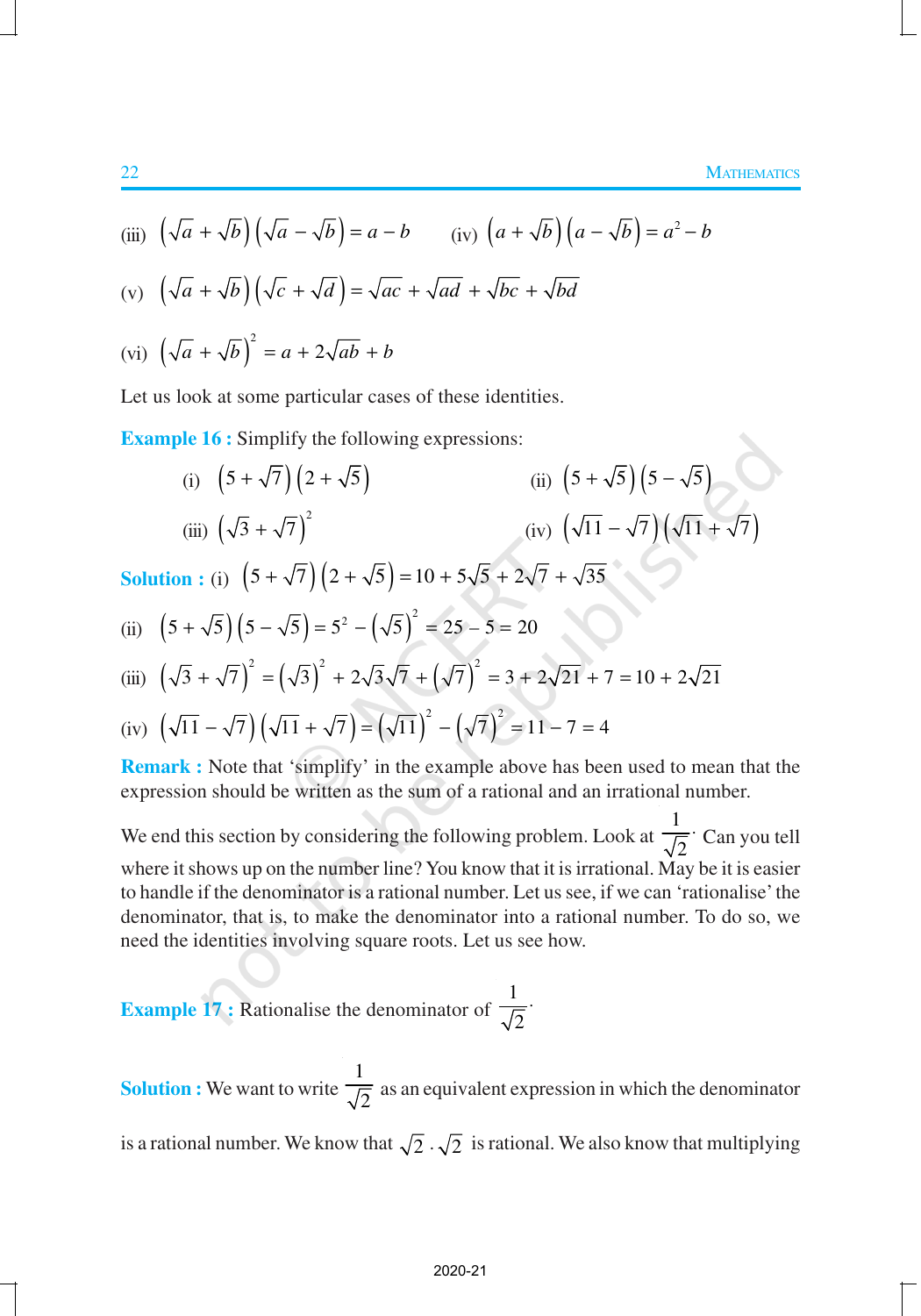(iii) $\left(\sqrt{a}+\sqrt{b}\right)\left(\sqrt{a}-\sqrt{b}\right)=a-b$  (iv) $\left(a+\sqrt{b}\right)\left(a-\sqrt{b}\right)=a^2-b$

(v) $\left(\sqrt{a}+\sqrt{b}\right)\left(\sqrt{c}+\sqrt{d}\right)=\sqrt{ac}+\sqrt{ad}+\sqrt{bc}+\sqrt{bd}$

(vi) $\left(\sqrt{a}+\sqrt{b}\right)^2=a+2\sqrt{ab}+b$

Let us look at some particular cases of these identities.

**Example 16 :** Simplify the following expressions:

(i) $\left(5+\sqrt{7}\right)\left(2+\sqrt{5}\right)$  (ii) $\left(5+\sqrt{5}\right)\left(5-\sqrt{5}\right)$

(iii) $\left(\sqrt{3}+\sqrt{7}\right)^2$  (iv) $\left(\sqrt{11}-\sqrt{7}\right)\left(\sqrt{11}+\sqrt{7}\right)$

**Solution :** (i) $\left(5+\sqrt{7}\right)\left(2+\sqrt{5}\right)=10+5\sqrt{5}+2\sqrt{7}+\sqrt{35}$

(ii) $\left(5+\sqrt{5}\right)\left(5-\sqrt{5}\right)=5^2-\left(\sqrt{5}\right)^2=25-5=20$

(iii) $\left(\sqrt{3}+\sqrt{7}\right)^2=\left(\sqrt{3}\right)^2+2\sqrt{3}\sqrt{7}+\left(\sqrt{7}\right)^2=3+2\sqrt{21}+7=10+2\sqrt{21}$

(iv) $\left(\sqrt{11}-\sqrt{7}\right)\left(\sqrt{11}+\sqrt{7}\right)=\left(\sqrt{11}\right)^2-\left(\sqrt{7}\right)^2=11-7=4$

**Remark :** Note that 'simplify' in the example above has been used to mean that the expression should be written as the sum of a rational and an irrational number.

We end this section by considering the following problem. Look at $\frac{1}{\sqrt{2}}\cdot$ Can you tell where it shows up on the number line? You know that it is irrational. May be it is easier to handle if the denominator is a rational number. Let us see, if we can 'rationalise' the denominator, that is, to make the denominator into a rational number. To do so, we need the identities involving square roots. Let us see how.

**Example 17 :** Rationalise the denominator of $\frac{1}{\sqrt{2}}\cdot$

**Solution :** We want to write $\frac{1}{\sqrt{2}}$ as an equivalent expression in which the denominator is a rational number. We know that $\sqrt{2}\cdot\sqrt{2}$ is rational. We also know that multiplying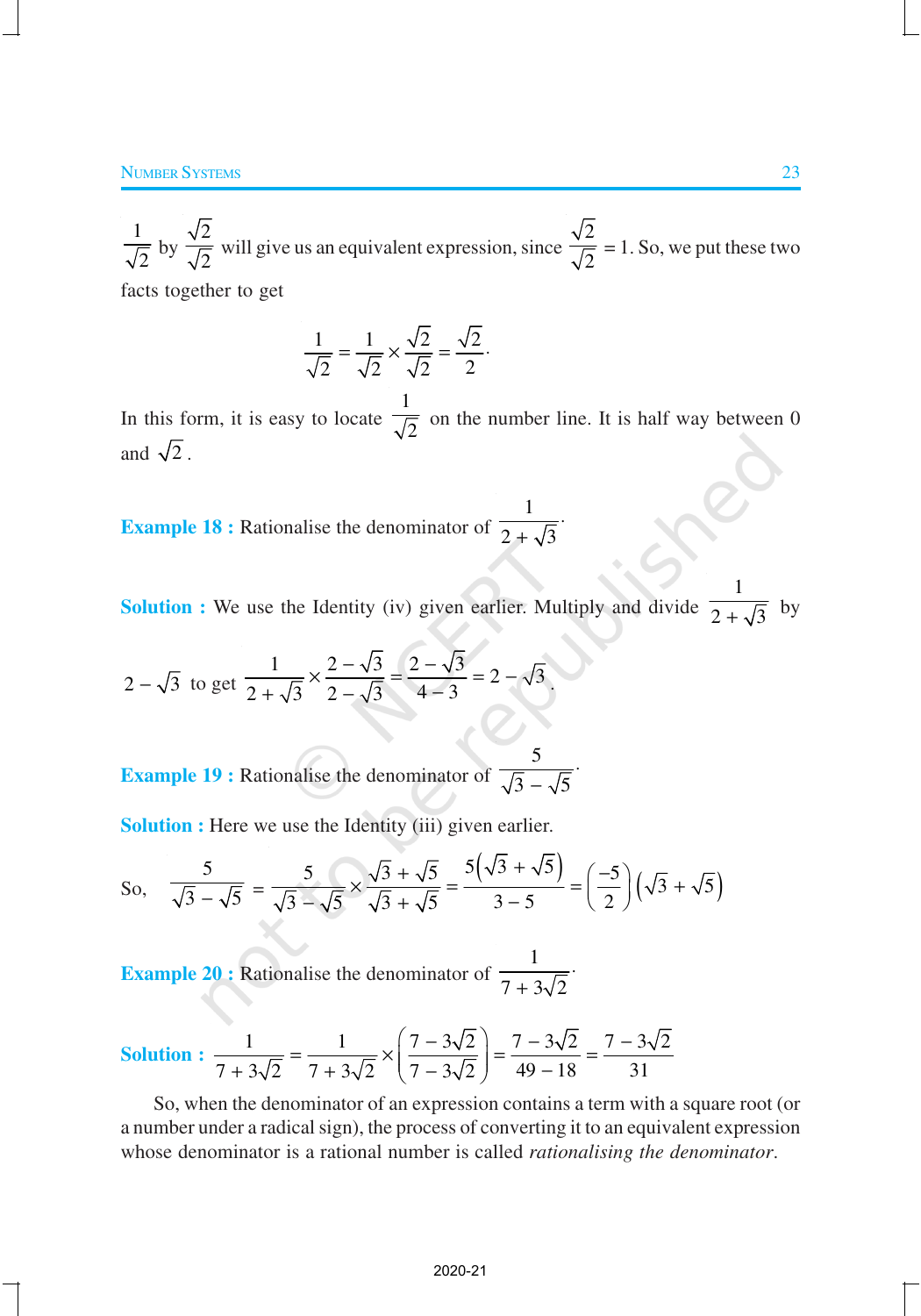$\frac{1}{\sqrt{2}}$ by $\frac{\sqrt{2}}{\sqrt{2}}$ will give us an equivalent expression, since $\frac{\sqrt{2}}{\sqrt{2}} = 1$. So, we put these two facts together to get

$$\frac{1}{\sqrt{2}} = \frac{1}{\sqrt{2}} \times \frac{\sqrt{2}}{\sqrt{2}} = \frac{\sqrt{2}}{2}.$$

In this form, it is easy to locate $\frac{1}{\sqrt{2}}$ on the number line. It is half way between 0 and $\sqrt{2}$.

**Example 18 :** Rationalise the denominator of $\frac{1}{2+\sqrt{3}}$.

**Solution :** We use the Identity (iv) given earlier. Multiply and divide $\frac{1}{2+\sqrt{3}}$ by $2-\sqrt{3}$ to get $\frac{1}{2+\sqrt{3}} \times \frac{2-\sqrt{3}}{2-\sqrt{3}} = \frac{2-\sqrt{3}}{4-3} = 2-\sqrt{3}$.

**Example 19 :** Rationalise the denominator of $\frac{5}{\sqrt{3}-\sqrt{5}}$.

**Solution :** Here we use the Identity (iii) given earlier.

So, $\quad \frac{5}{\sqrt{3}-\sqrt{5}} = \frac{5}{\sqrt{3}-\sqrt{5}} \times \frac{\sqrt{3}+\sqrt{5}}{\sqrt{3}+\sqrt{5}} = \frac{5\left(\sqrt{3}+\sqrt{5}\right)}{3-5} = \left(\frac{-5}{2}\right)\left(\sqrt{3}+\sqrt{5}\right)$

**Example 20 :** Rationalise the denominator of $\frac{1}{7+3\sqrt{2}}$.

**Solution :** $\frac{1}{7+3\sqrt{2}} = \frac{1}{7+3\sqrt{2}} \times \left(\frac{7-3\sqrt{2}}{7-3\sqrt{2}}\right) = \frac{7-3\sqrt{2}}{49-18} = \frac{7-3\sqrt{2}}{31}$

So, when the denominator of an expression contains a term with a square root (or a number under a radical sign), the process of converting it to an equivalent expression whose denominator is a rational number is called *rationalising the denominator*.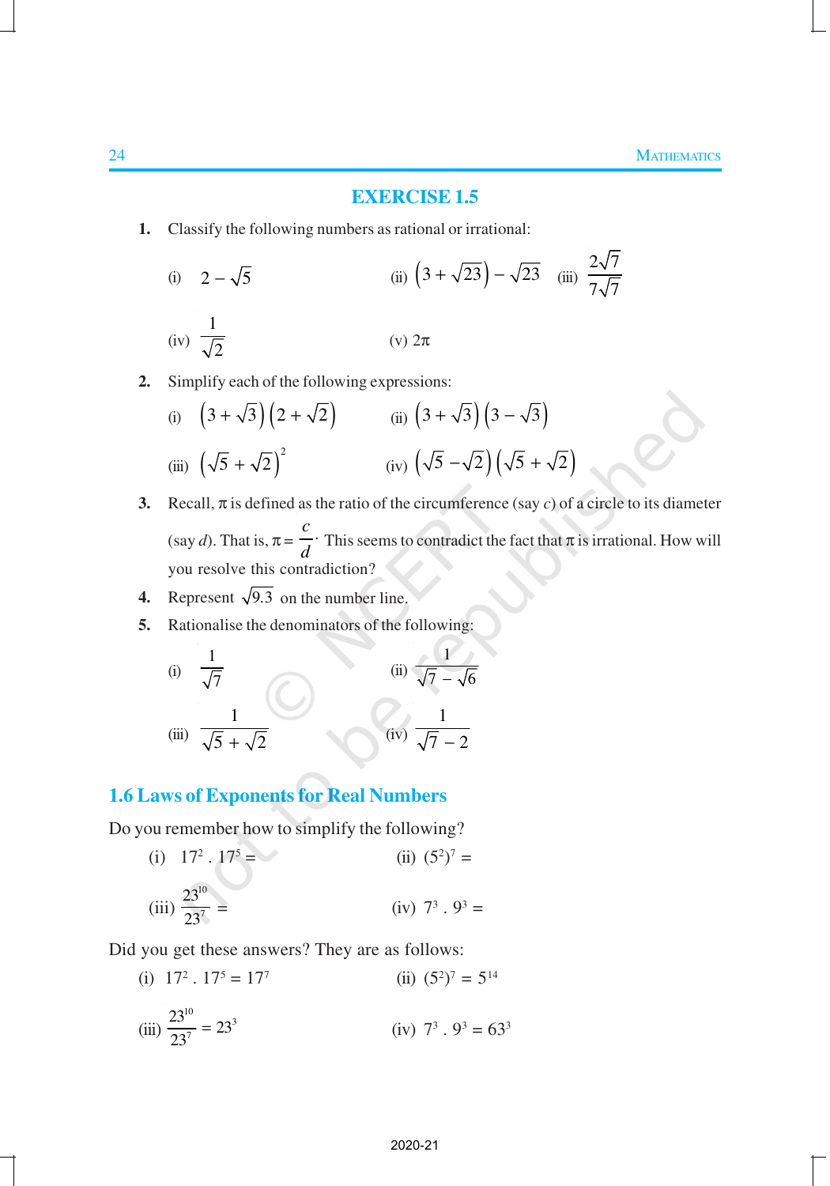## EXERCISE 1.5

1. Classify the following numbers as rational or irrational:

   (i) $2-\sqrt{5}$ (ii) $\left(3+\sqrt{23}\right)-\sqrt{23}$ (iii) $\dfrac{2\sqrt{7}}{7\sqrt{7}}$

   (iv) $\dfrac{1}{\sqrt{2}}$ (v) $2\pi$

2. Simplify each of the following expressions:

   (i) $\left(3+\sqrt{3}\right)\left(2+\sqrt{2}\right)$ (ii) $\left(3+\sqrt{3}\right)\left(3-\sqrt{3}\right)$

   (iii) $\left(\sqrt{5}+\sqrt{2}\right)^2$ (iv) $\left(\sqrt{5}-\sqrt{2}\right)\left(\sqrt{5}+\sqrt{2}\right)$

3. Recall, $\pi$ is defined as the ratio of the circumference (say $c$) of a circle to its diameter (say $d$). That is, $\pi = \dfrac{c}{d}\cdot$ This seems to contradict the fact that $\pi$ is irrational. How will you resolve this contradiction?

4. Represent $\sqrt{9.3}$ on the number line.

5. Rationalise the denominators of the following:

   (i) $\dfrac{1}{\sqrt{7}}$ (ii) $\dfrac{1}{\sqrt{7}-\sqrt{6}}$

   (iii) $\dfrac{1}{\sqrt{5}+\sqrt{2}}$ (iv) $\dfrac{1}{\sqrt{7}-2}$

## 1.6 Laws of Exponents for Real Numbers

Do you remember how to simplify the following?

(i) $17^2 . 17^5 =$ (ii) $(5^2)^7 =$

(iii) $\dfrac{23^{10}}{23^7} =$ (iv) $7^3 . 9^3 =$

Did you get these answers? They are as follows:

(i) $17^2 . 17^5 = 17^7$ (ii) $(5^2)^7 = 5^{14}$

(iii) $\dfrac{23^{10}}{23^7} = 23^3$ (iv) $7^3 . 9^3 = 63^3$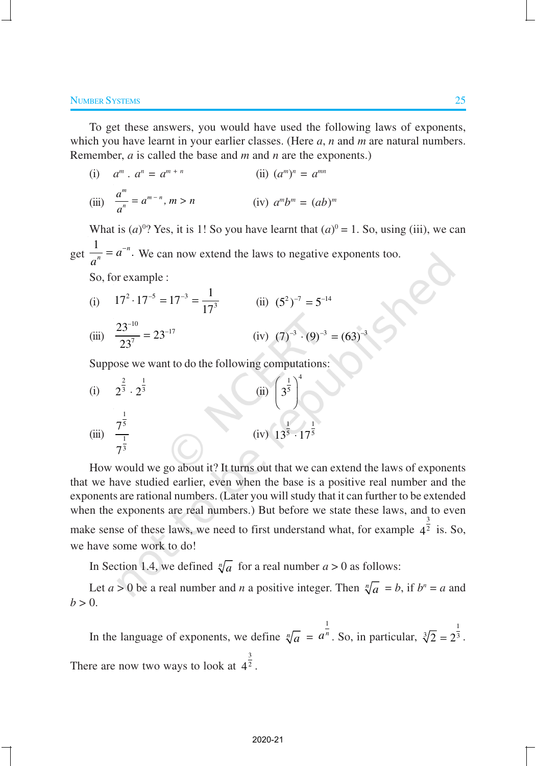To get these answers, you would have used the following laws of exponents, which you have learnt in your earlier classes. (Here $a$, $n$ and $m$ are natural numbers. Remember, $a$ is called the base and $m$ and $n$ are the exponents.)

(i) $a^m \cdot a^n = a^{m+n}$ (ii) $(a^m)^n = a^{mn}$

(iii) $\dfrac{a^m}{a^n} = a^{m-n}, m > n$ (iv) $a^m b^m = (ab)^m$

What is $(a)^0$? Yes, it is 1! So you have learnt that $(a)^0 = 1$. So, using (iii), we can get $\dfrac{1}{a^n} = a^{-n}$. We can now extend the laws to negative exponents too.

So, for example :

(i) $17^2 \cdot 17^{-5} = 17^{-3} = \dfrac{1}{17^3}$ (ii) $(5^2)^{-7} = 5^{-14}$

(iii) $\dfrac{23^{-10}}{23^7} = 23^{-17}$ (iv) $(7)^{-3} \cdot (9)^{-3} = (63)^{-3}$

Suppose we want to do the following computations:

(i) $2^{\frac{2}{3}} \cdot 2^{\frac{1}{3}}$ (ii) $\left(3^{\frac{1}{5}}\right)^4$

(iii) $\dfrac{7^{\frac{1}{5}}}{7^{\frac{1}{3}}}$ (iv) $13^{\frac{1}{5}} \cdot 17^{\frac{1}{5}}$

How would we go about it? It turns out that we can extend the laws of exponents that we have studied earlier, even when the base is a positive real number and the exponents are rational numbers. (Later you will study that it can further to be extended when the exponents are real numbers.) But before we state these laws, and to even make sense of these laws, we need to first understand what, for example $4^{\frac{3}{2}}$ is. So, we have some work to do!

In Section 1.4, we defined $\sqrt[n]{a}$ for a real number $a > 0$ as follows:

Let $a > 0$ be a real number and $n$ a positive integer. Then $\sqrt[n]{a} = b$, if $b^n = a$ and $b > 0$.

In the language of exponents, we define $\sqrt[n]{a} = a^{\frac{1}{n}}$. So, in particular, $\sqrt[3]{2} = 2^{\frac{1}{3}}$.

There are now two ways to look at $4^{\frac{3}{2}}$.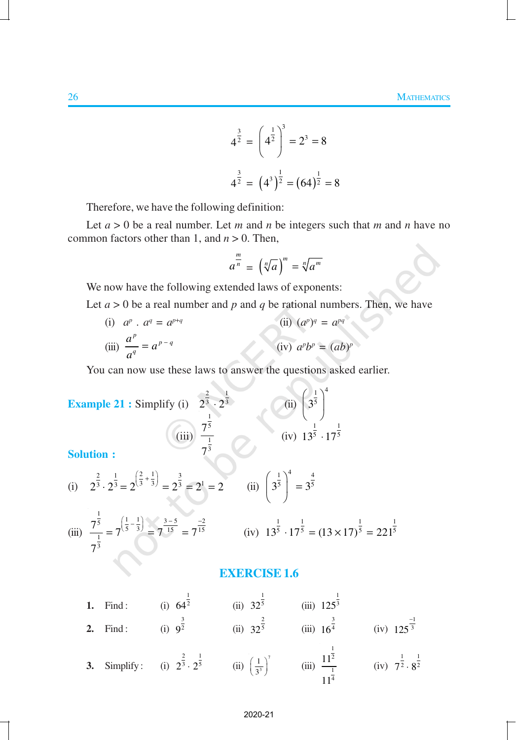$$4^{\frac{3}{2}} = \left(4^{\frac{1}{2}}\right)^3 = 2^3 = 8$$

$$4^{\frac{3}{2}} = \left(4^3\right)^{\frac{1}{2}} = (64)^{\frac{1}{2}} = 8$$

Therefore, we have the following definition:

Let $a > 0$ be a real number. Let $m$ and $n$ be integers such that $m$ and $n$ have no common factors other than 1, and $n > 0$. Then,

$$a^{\frac{m}{n}} = \left(\sqrt[n]{a}\right)^m = \sqrt[n]{a^m}$$

We now have the following extended laws of exponents:

Let $a > 0$ be a real number and $p$ and $q$ be rational numbers. Then, we have

(i) $a^p \cdot a^q = a^{p+q}$  (ii) $(a^p)^q = a^{pq}$

(iii) $\dfrac{a^p}{a^q} = a^{p-q}$  (iv) $a^p b^p = (ab)^p$

You can now use these laws to answer the questions asked earlier.

**Example 21 :** Simplify (i) $2^{\frac{2}{3}} \cdot 2^{\frac{1}{3}}$  (ii) $\left(3^{\frac{1}{5}}\right)^4$

(iii) $\dfrac{7^{\frac{1}{5}}}{7^{\frac{1}{3}}}$  (iv) $13^{\frac{1}{5}} \cdot 17^{\frac{1}{5}}$

**Solution :**

(i) $2^{\frac{2}{3}} \cdot 2^{\frac{1}{3}} = 2^{\left(\frac{2}{3}+\frac{1}{3}\right)} = 2^{\frac{3}{3}} = 2^1 = 2$  (ii) $\left(3^{\frac{1}{5}}\right)^4 = 3^{\frac{4}{5}}$

(iii) $\dfrac{7^{\frac{1}{5}}}{7^{\frac{1}{3}}} = 7^{\left(\frac{1}{5}-\frac{1}{3}\right)} = 7^{\frac{3-5}{15}} = 7^{\frac{-2}{15}}$  (iv) $13^{\frac{1}{5}} \cdot 17^{\frac{1}{5}} = (13 \times 17)^{\frac{1}{5}} = 221^{\frac{1}{5}}$

## EXERCISE 1.6

1. Find : (i) $64^{\frac{1}{2}}$  (ii) $32^{\frac{1}{5}}$  (iii) $125^{\frac{1}{3}}$

2. Find : (i) $9^{\frac{3}{2}}$  (ii) $32^{\frac{2}{5}}$  (iii) $16^{\frac{3}{4}}$  (iv) $125^{\frac{-1}{3}}$

3. Simplify : (i) $2^{\frac{2}{3}} \cdot 2^{\frac{1}{5}}$  (ii) $\left(\dfrac{1}{3^3}\right)^7$  (iii) $\dfrac{11^{\frac{1}{2}}}{11^{\frac{1}{4}}}$  (iv) $7^{\frac{1}{2}} \cdot 8^{\frac{1}{2}}$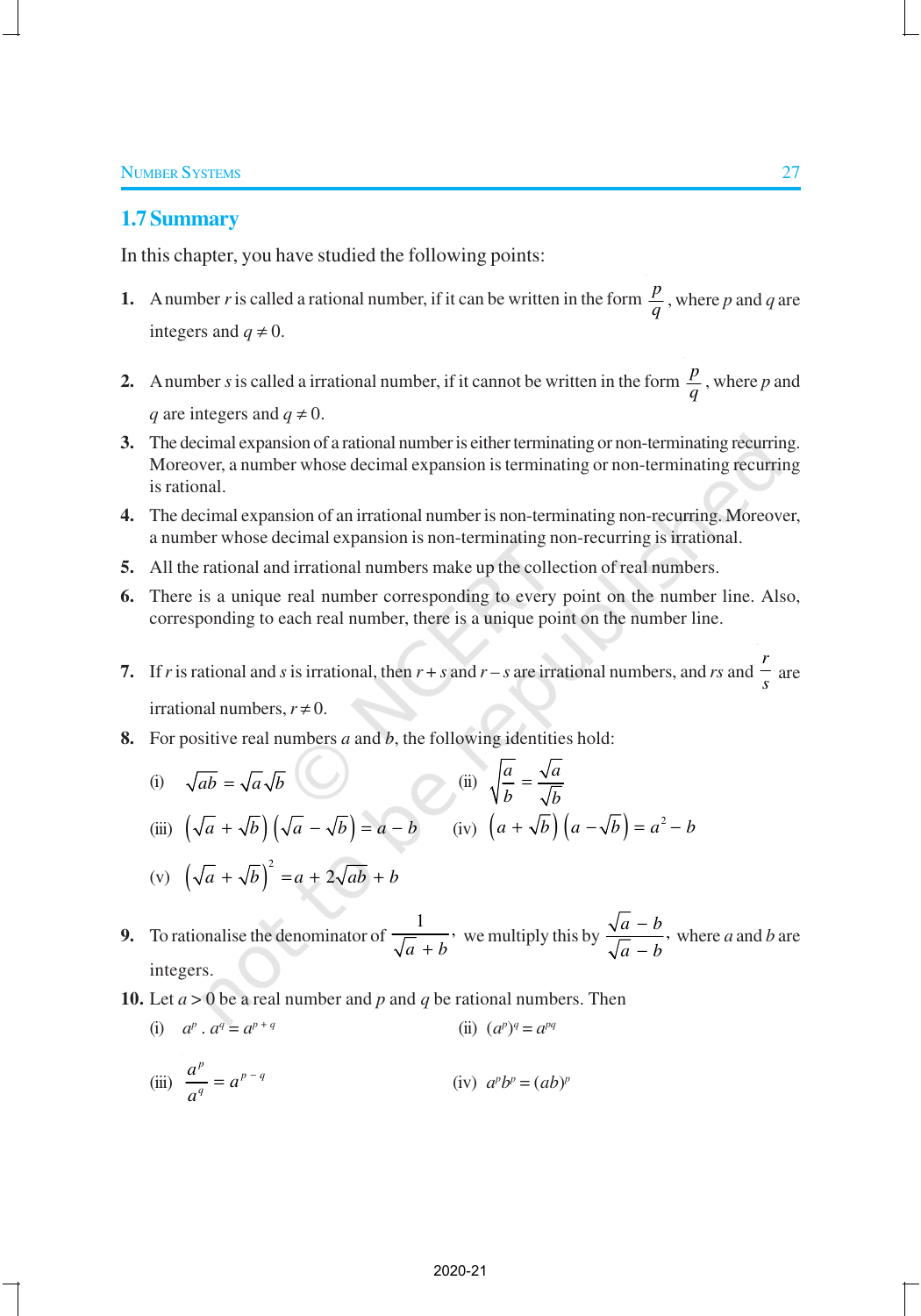## 1.7 Summary

In this chapter, you have studied the following points:

1. A number $r$ is called a rational number, if it can be written in the form $\frac{p}{q}$, where $p$ and $q$ are integers and $q \neq 0$.

2. A number $s$ is called a irrational number, if it cannot be written in the form $\frac{p}{q}$, where $p$ and $q$ are integers and $q \neq 0$.

3. The decimal expansion of a rational number is either terminating or non-terminating recurring. Moreover, a number whose decimal expansion is terminating or non-terminating recurring is rational.

4. The decimal expansion of an irrational number is non-terminating non-recurring. Moreover, a number whose decimal expansion is non-terminating non-recurring is irrational.

5. All the rational and irrational numbers make up the collection of real numbers.

6. There is a unique real number corresponding to every point on the number line. Also, corresponding to each real number, there is a unique point on the number line.

7. If $r$ is rational and $s$ is irrational, then $r + s$ and $r - s$ are irrational numbers, and $rs$ and $\frac{r}{s}$ are irrational numbers, $r \neq 0$.

8. For positive real numbers $a$ and $b$, the following identities hold:

   (i) $\sqrt{ab} = \sqrt{a}\sqrt{b}$

   (ii) $\sqrt{\frac{a}{b}} = \frac{\sqrt{a}}{\sqrt{b}}$

   (iii) $\left(\sqrt{a} + \sqrt{b}\right)\left(\sqrt{a} - \sqrt{b}\right) = a - b$

   (iv) $\left(a + \sqrt{b}\right)\left(a - \sqrt{b}\right) = a^2 - b$

   (v) $\left(\sqrt{a} + \sqrt{b}\right)^2 = a + 2\sqrt{ab} + b$

9. To rationalise the denominator of $\frac{1}{\sqrt{a} + b}$, we multiply this by $\frac{\sqrt{a} - b}{\sqrt{a} - b}$, where $a$ and $b$ are integers.

10. Let $a > 0$ be a real number and $p$ and $q$ be rational numbers. Then

    (i) $a^p \cdot a^q = a^{p+q}$

    (ii) $(a^p)^q = a^{pq}$

    (iii) $\frac{a^p}{a^q} = a^{p-q}$

    (iv) $a^p b^p = (ab)^p$